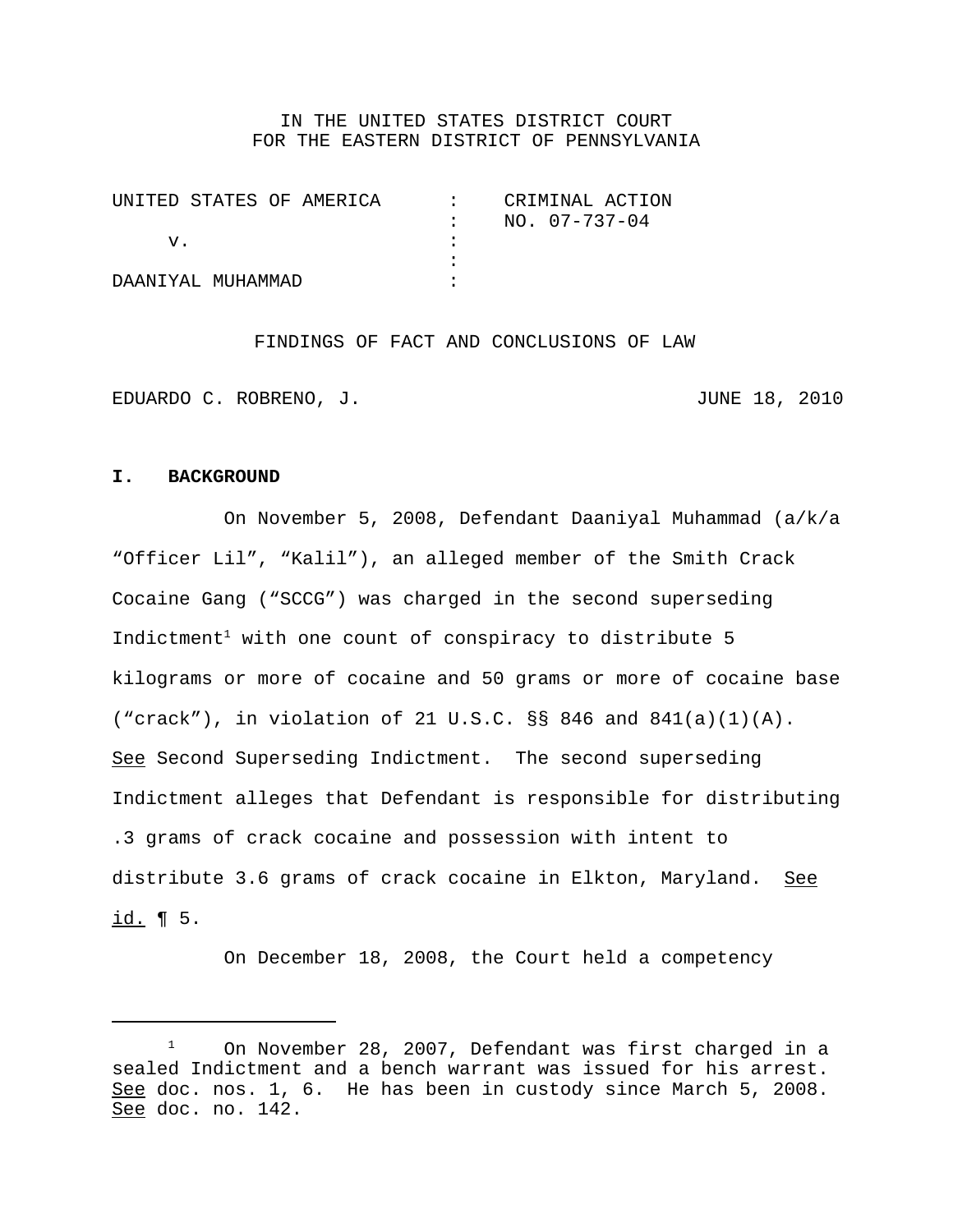IN THE UNITED STATES DISTRICT COURT
FOR THE EASTERN DISTRICT OF PENNSYLVANIA

| | | |
|---|---|---|
| UNITED STATES OF AMERICA | : | CRIMINAL ACTION |
| | : | NO. 07-737-04 |
| v. | : | |
| | : | |
| DAANIYAL MUHAMMAD | : | |

FINDINGS OF FACT AND CONCLUSIONS OF LAW

EDUARDO C. ROBRENO, J. JUNE 18, 2010

## I. BACKGROUND

On November 5, 2008, Defendant Daaniyal Muhammad (a/k/a "Officer Lil", "Kalil"), an alleged member of the Smith Crack Cocaine Gang ("SCCG") was charged in the second superseding Indictment[1] with one count of conspiracy to distribute 5 kilograms or more of cocaine and 50 grams or more of cocaine base ("crack"), in violation of 21 U.S.C. §§ 846 and 841(a)(1)(A). See Second Superseding Indictment. The second superseding Indictment alleges that Defendant is responsible for distributing .3 grams of crack cocaine and possession with intent to distribute 3.6 grams of crack cocaine in Elkton, Maryland. See id. ¶ 5.

On December 18, 2008, the Court held a competency

[1] On November 28, 2007, Defendant was first charged in a sealed Indictment and a bench warrant was issued for his arrest. See doc. nos. 1, 6. He has been in custody since March 5, 2008. See doc. no. 142.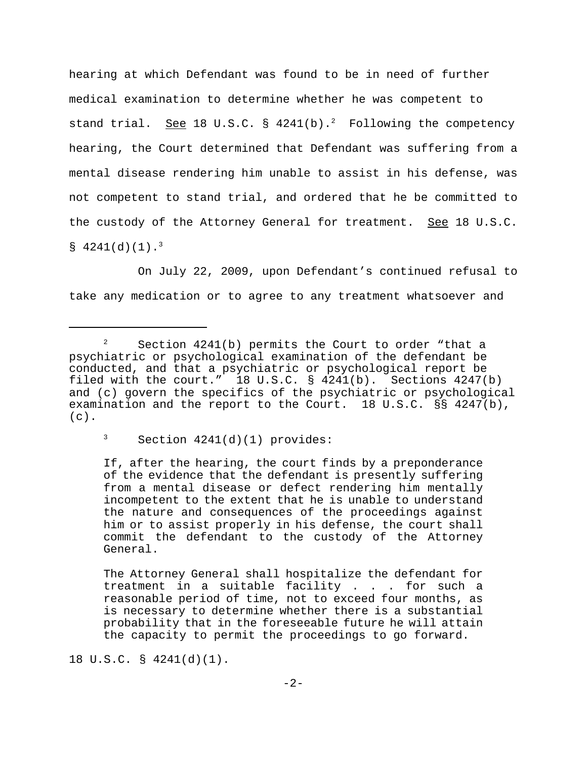hearing at which Defendant was found to be in need of further medical examination to determine whether he was competent to stand trial. See 18 U.S.C. § 4241(b).[2] Following the competency hearing, the Court determined that Defendant was suffering from a mental disease rendering him unable to assist in his defense, was not competent to stand trial, and ordered that he be committed to the custody of the Attorney General for treatment. See 18 U.S.C. § 4241(d)(1).[3]

On July 22, 2009, upon Defendant's continued refusal to take any medication or to agree to any treatment whatsoever and

---

[2] Section 4241(b) permits the Court to order "that a psychiatric or psychological examination of the defendant be conducted, and that a psychiatric or psychological report be filed with the court." 18 U.S.C. § 4241(b). Sections 4247(b) and (c) govern the specifics of the psychiatric or psychological examination and the report to the Court. 18 U.S.C. §§ 4247(b), (c).

[3] Section 4241(d)(1) provides:

> If, after the hearing, the court finds by a preponderance of the evidence that the defendant is presently suffering from a mental disease or defect rendering him mentally incompetent to the extent that he is unable to understand the nature and consequences of the proceedings against him or to assist properly in his defense, the court shall commit the defendant to the custody of the Attorney General.
>
> The Attorney General shall hospitalize the defendant for treatment in a suitable facility . . . for such a reasonable period of time, not to exceed four months, as is necessary to determine whether there is a substantial probability that in the foreseeable future he will attain the capacity to permit the proceedings to go forward.

18 U.S.C. § 4241(d)(1).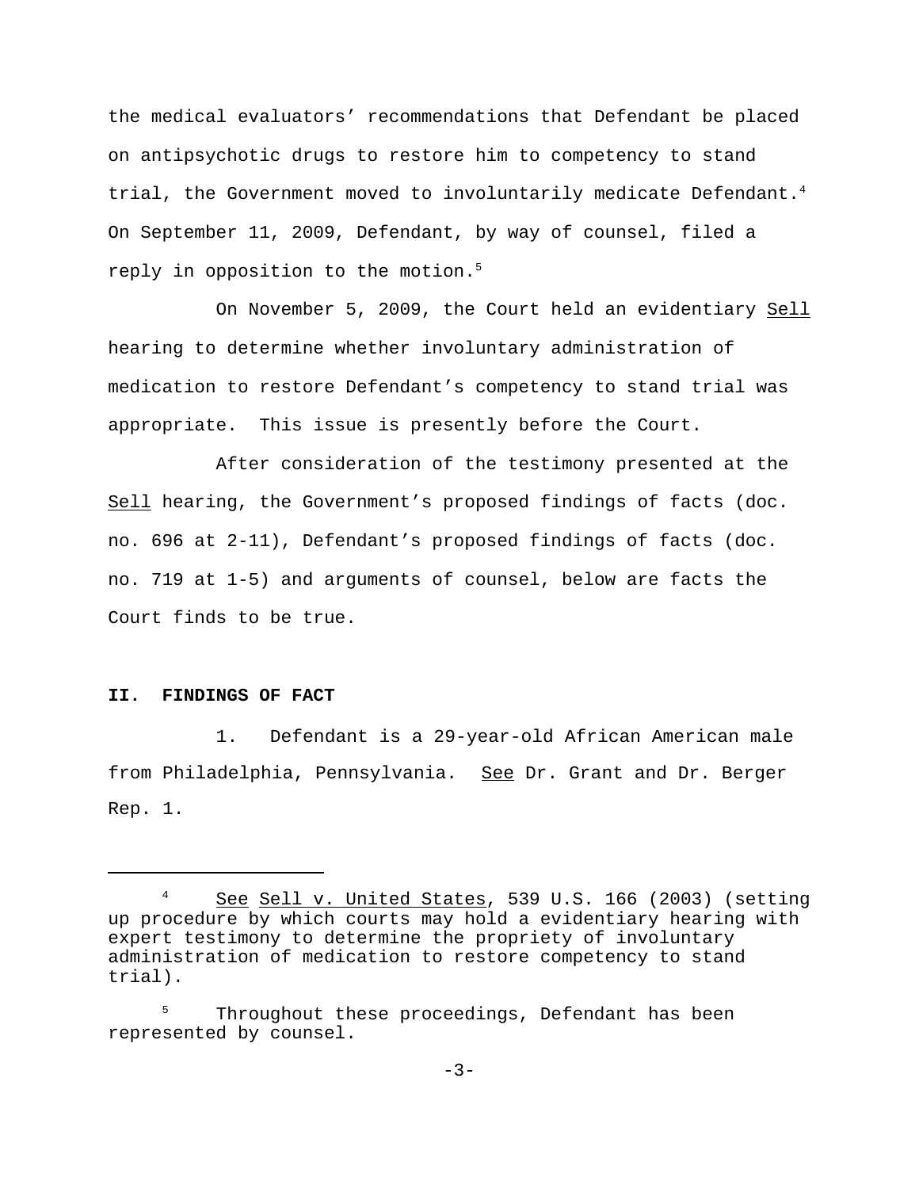the medical evaluators' recommendations that Defendant be placed on antipsychotic drugs to restore him to competency to stand trial, the Government moved to involuntarily medicate Defendant.[4] On September 11, 2009, Defendant, by way of counsel, filed a reply in opposition to the motion.[5]

On November 5, 2009, the Court held an evidentiary Sell hearing to determine whether involuntary administration of medication to restore Defendant's competency to stand trial was appropriate. This issue is presently before the Court.

After consideration of the testimony presented at the Sell hearing, the Government's proposed findings of facts (doc. no. 696 at 2-11), Defendant's proposed findings of facts (doc. no. 719 at 1-5) and arguments of counsel, below are facts the Court finds to be true.

## II. FINDINGS OF FACT

1. Defendant is a 29-year-old African American male from Philadelphia, Pennsylvania. See Dr. Grant and Dr. Berger Rep. 1.

---

[4] See Sell v. United States, 539 U.S. 166 (2003) (setting up procedure by which courts may hold a evidentiary hearing with expert testimony to determine the propriety of involuntary administration of medication to restore competency to stand trial).

[5] Throughout these proceedings, Defendant has been represented by counsel.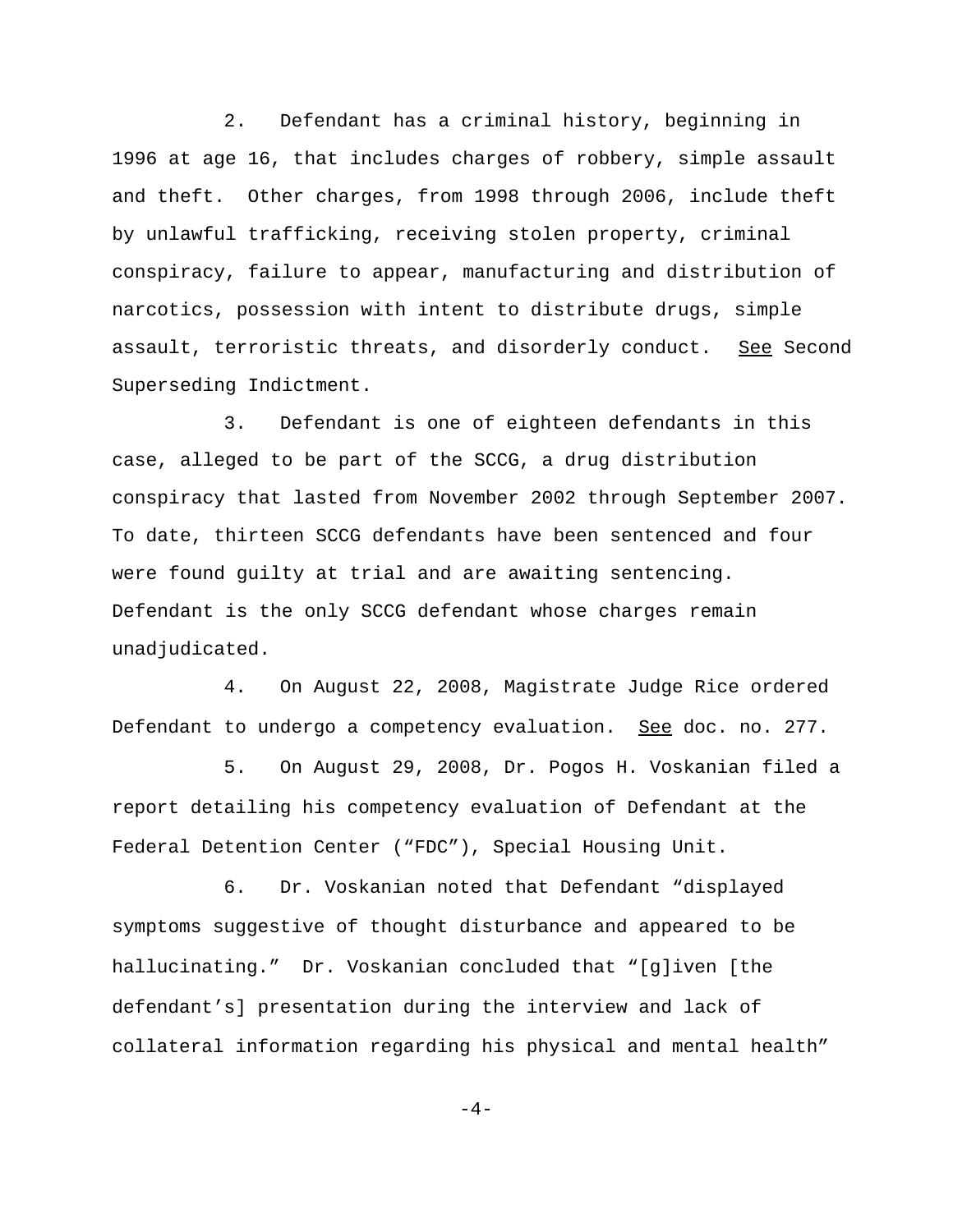2. Defendant has a criminal history, beginning in 1996 at age 16, that includes charges of robbery, simple assault and theft. Other charges, from 1998 through 2006, include theft by unlawful trafficking, receiving stolen property, criminal conspiracy, failure to appear, manufacturing and distribution of narcotics, possession with intent to distribute drugs, simple assault, terroristic threats, and disorderly conduct. See Second Superseding Indictment.

3. Defendant is one of eighteen defendants in this case, alleged to be part of the SCCG, a drug distribution conspiracy that lasted from November 2002 through September 2007. To date, thirteen SCCG defendants have been sentenced and four were found guilty at trial and are awaiting sentencing. Defendant is the only SCCG defendant whose charges remain unadjudicated.

4. On August 22, 2008, Magistrate Judge Rice ordered Defendant to undergo a competency evaluation. See doc. no. 277.

5. On August 29, 2008, Dr. Pogos H. Voskanian filed a report detailing his competency evaluation of Defendant at the Federal Detention Center ("FDC"), Special Housing Unit.

6. Dr. Voskanian noted that Defendant "displayed symptoms suggestive of thought disturbance and appeared to be hallucinating." Dr. Voskanian concluded that "[g]iven [the defendant's] presentation during the interview and lack of collateral information regarding his physical and mental health"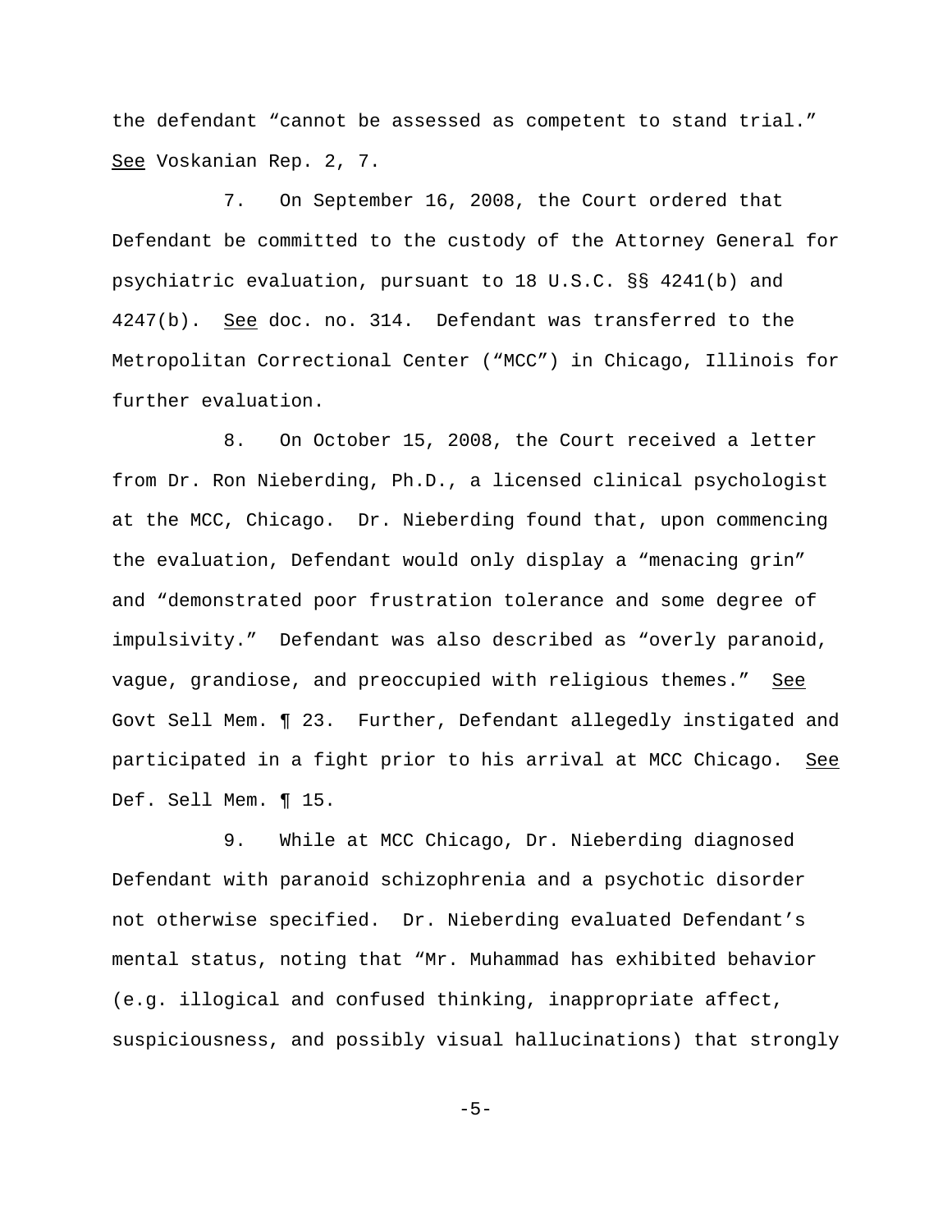the defendant "cannot be assessed as competent to stand trial." See Voskanian Rep. 2, 7.

7. On September 16, 2008, the Court ordered that Defendant be committed to the custody of the Attorney General for psychiatric evaluation, pursuant to 18 U.S.C. §§ 4241(b) and 4247(b). See doc. no. 314. Defendant was transferred to the Metropolitan Correctional Center ("MCC") in Chicago, Illinois for further evaluation.

8. On October 15, 2008, the Court received a letter from Dr. Ron Nieberding, Ph.D., a licensed clinical psychologist at the MCC, Chicago. Dr. Nieberding found that, upon commencing the evaluation, Defendant would only display a "menacing grin" and "demonstrated poor frustration tolerance and some degree of impulsivity." Defendant was also described as "overly paranoid, vague, grandiose, and preoccupied with religious themes." See Govt Sell Mem. ¶ 23. Further, Defendant allegedly instigated and participated in a fight prior to his arrival at MCC Chicago. See Def. Sell Mem. ¶ 15.

9. While at MCC Chicago, Dr. Nieberding diagnosed Defendant with paranoid schizophrenia and a psychotic disorder not otherwise specified. Dr. Nieberding evaluated Defendant's mental status, noting that "Mr. Muhammad has exhibited behavior (e.g. illogical and confused thinking, inappropriate affect, suspiciousness, and possibly visual hallucinations) that strongly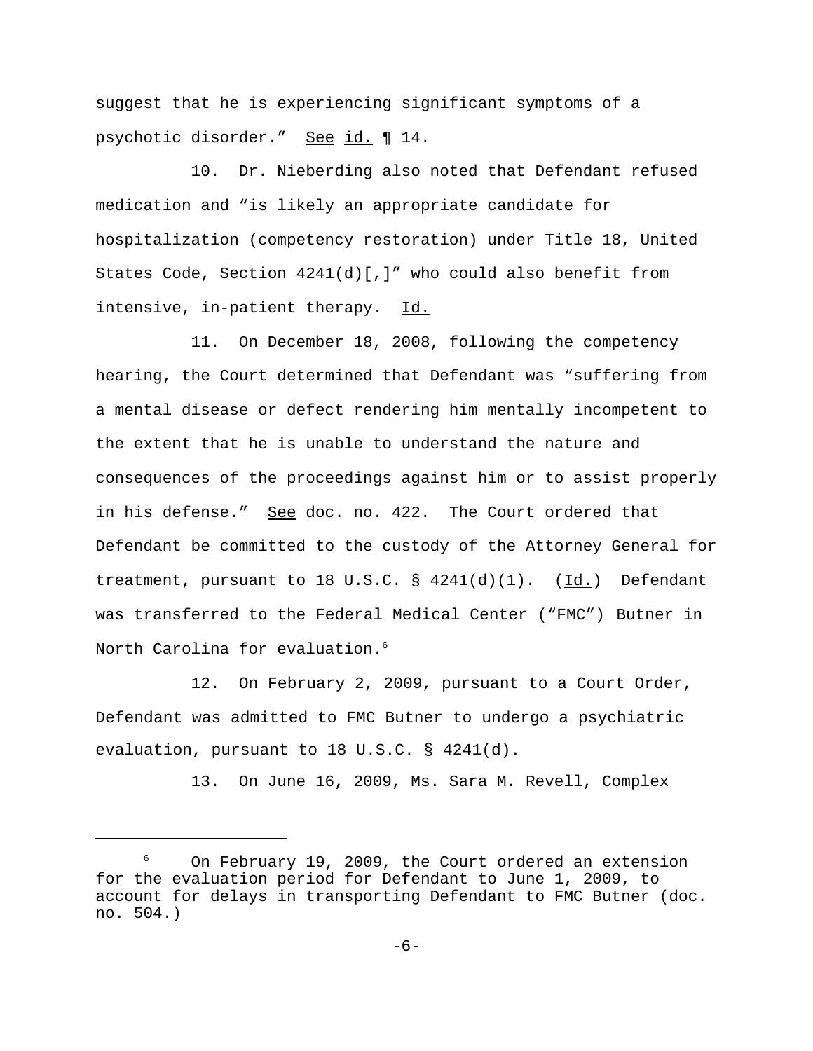suggest that he is experiencing significant symptoms of a psychotic disorder." See id. ¶ 14.

10. Dr. Nieberding also noted that Defendant refused medication and "is likely an appropriate candidate for hospitalization (competency restoration) under Title 18, United States Code, Section 4241(d)[,]" who could also benefit from intensive, in-patient therapy. Id.

11. On December 18, 2008, following the competency hearing, the Court determined that Defendant was "suffering from a mental disease or defect rendering him mentally incompetent to the extent that he is unable to understand the nature and consequences of the proceedings against him or to assist properly in his defense." See doc. no. 422. The Court ordered that Defendant be committed to the custody of the Attorney General for treatment, pursuant to 18 U.S.C. § 4241(d)(1). (Id.) Defendant was transferred to the Federal Medical Center ("FMC") Butner in North Carolina for evaluation.[6]

12. On February 2, 2009, pursuant to a Court Order, Defendant was admitted to FMC Butner to undergo a psychiatric evaluation, pursuant to 18 U.S.C. § 4241(d).

13. On June 16, 2009, Ms. Sara M. Revell, Complex

---

[6] On February 19, 2009, the Court ordered an extension for the evaluation period for Defendant to June 1, 2009, to account for delays in transporting Defendant to FMC Butner (doc. no. 504.)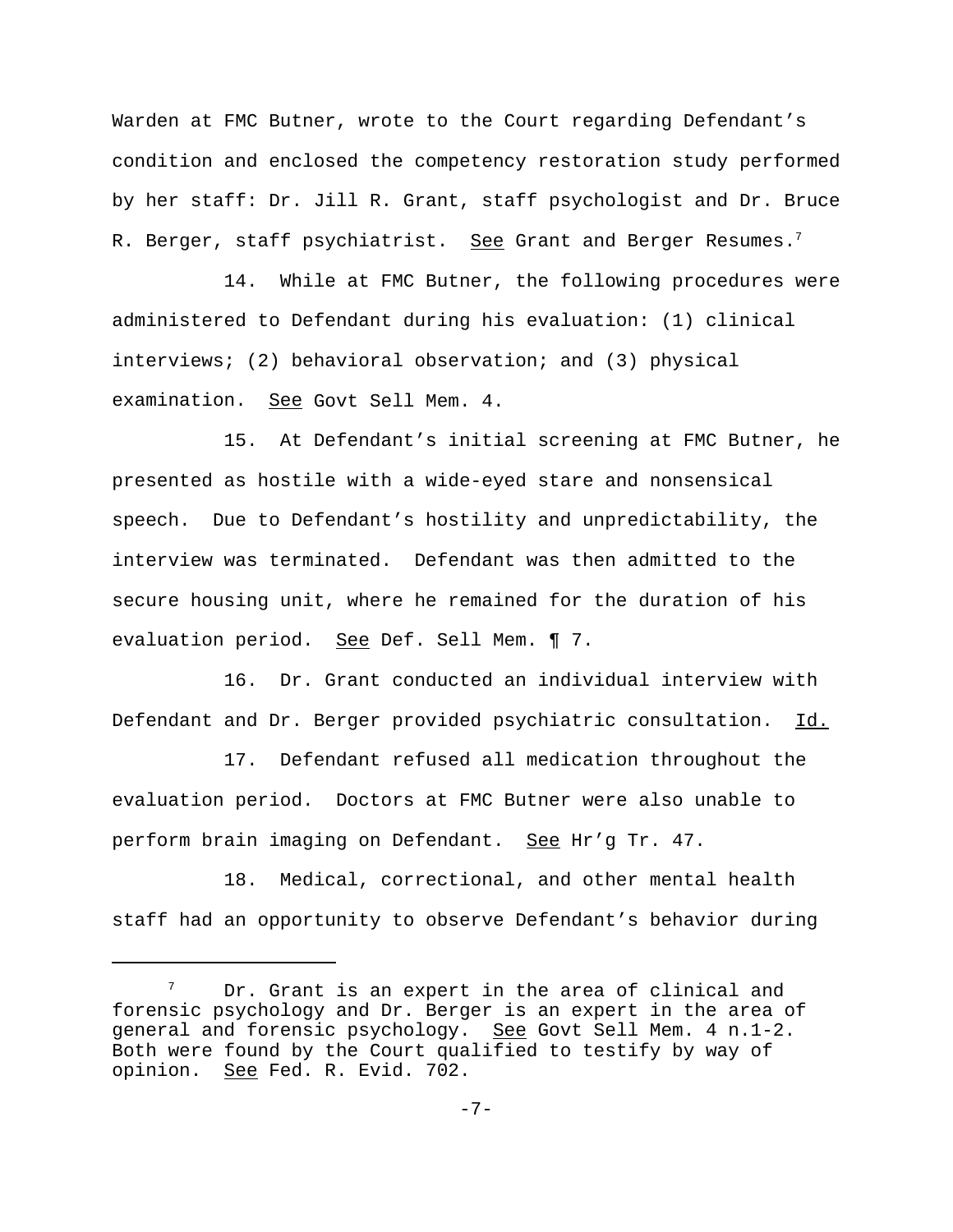Warden at FMC Butner, wrote to the Court regarding Defendant's condition and enclosed the competency restoration study performed by her staff: Dr. Jill R. Grant, staff psychologist and Dr. Bruce R. Berger, staff psychiatrist. See Grant and Berger Resumes.[7]

14. While at FMC Butner, the following procedures were administered to Defendant during his evaluation: (1) clinical interviews; (2) behavioral observation; and (3) physical examination. See Govt Sell Mem. 4.

15. At Defendant's initial screening at FMC Butner, he presented as hostile with a wide-eyed stare and nonsensical speech. Due to Defendant's hostility and unpredictability, the interview was terminated. Defendant was then admitted to the secure housing unit, where he remained for the duration of his evaluation period. See Def. Sell Mem. ¶ 7.

16. Dr. Grant conducted an individual interview with Defendant and Dr. Berger provided psychiatric consultation. Id.

17. Defendant refused all medication throughout the evaluation period. Doctors at FMC Butner were also unable to perform brain imaging on Defendant. See Hr'g Tr. 47.

18. Medical, correctional, and other mental health staff had an opportunity to observe Defendant's behavior during

---

[7] Dr. Grant is an expert in the area of clinical and forensic psychology and Dr. Berger is an expert in the area of general and forensic psychology. See Govt Sell Mem. 4 n.1-2. Both were found by the Court qualified to testify by way of opinion. See Fed. R. Evid. 702.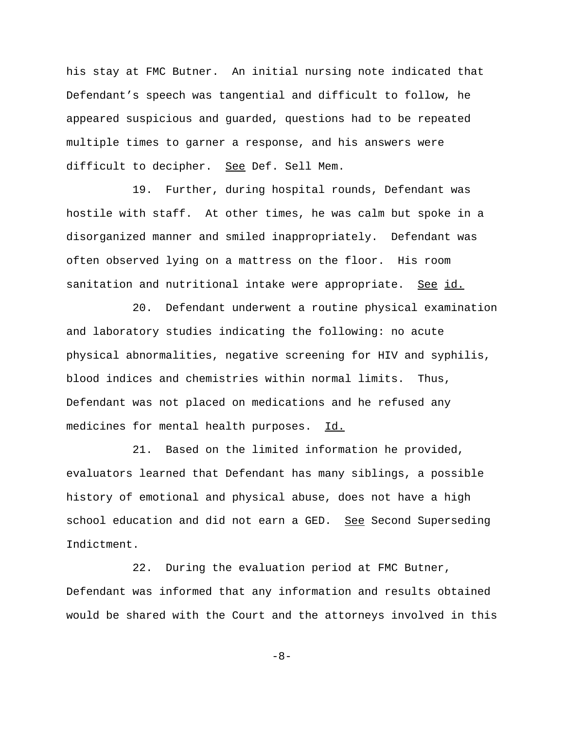his stay at FMC Butner. An initial nursing note indicated that Defendant's speech was tangential and difficult to follow, he appeared suspicious and guarded, questions had to be repeated multiple times to garner a response, and his answers were difficult to decipher. See Def. Sell Mem.

19. Further, during hospital rounds, Defendant was hostile with staff. At other times, he was calm but spoke in a disorganized manner and smiled inappropriately. Defendant was often observed lying on a mattress on the floor. His room sanitation and nutritional intake were appropriate. See id.

20. Defendant underwent a routine physical examination and laboratory studies indicating the following: no acute physical abnormalities, negative screening for HIV and syphilis, blood indices and chemistries within normal limits. Thus, Defendant was not placed on medications and he refused any medicines for mental health purposes. Id.

21. Based on the limited information he provided, evaluators learned that Defendant has many siblings, a possible history of emotional and physical abuse, does not have a high school education and did not earn a GED. See Second Superseding Indictment.

22. During the evaluation period at FMC Butner, Defendant was informed that any information and results obtained would be shared with the Court and the attorneys involved in this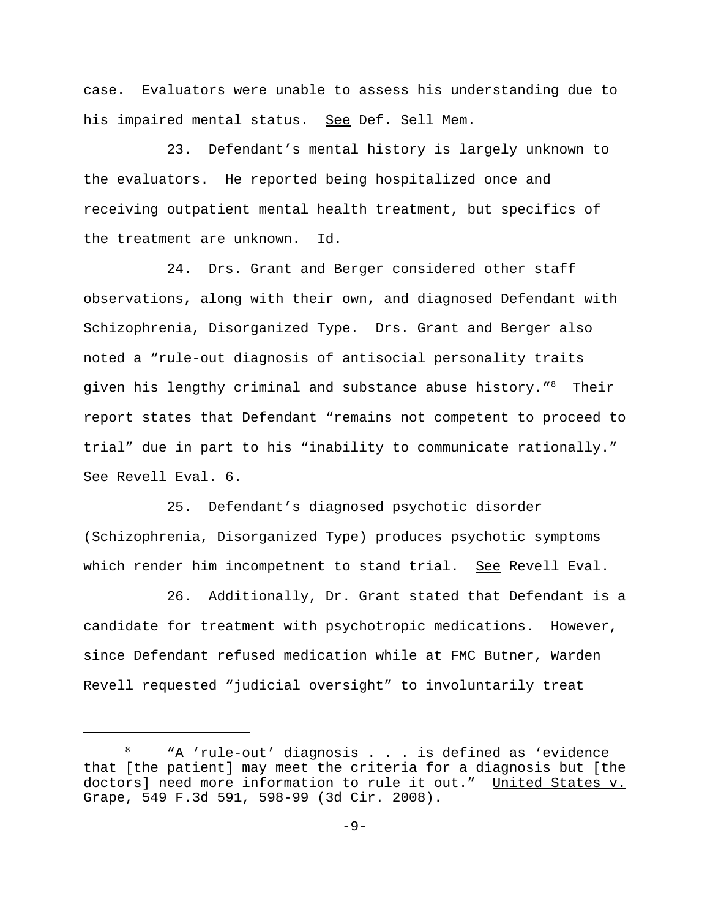case. Evaluators were unable to assess his understanding due to his impaired mental status. See Def. Sell Mem.

23. Defendant's mental history is largely unknown to the evaluators. He reported being hospitalized once and receiving outpatient mental health treatment, but specifics of the treatment are unknown. Id.

24. Drs. Grant and Berger considered other staff observations, along with their own, and diagnosed Defendant with Schizophrenia, Disorganized Type. Drs. Grant and Berger also noted a "rule-out diagnosis of antisocial personality traits given his lengthy criminal and substance abuse history."[8] Their report states that Defendant "remains not competent to proceed to trial" due in part to his "inability to communicate rationally." See Revell Eval. 6.

25. Defendant's diagnosed psychotic disorder (Schizophrenia, Disorganized Type) produces psychotic symptoms which render him incompetnent to stand trial. See Revell Eval.

26. Additionally, Dr. Grant stated that Defendant is a candidate for treatment with psychotropic medications. However, since Defendant refused medication while at FMC Butner, Warden Revell requested "judicial oversight" to involuntarily treat

---

[8] "A 'rule-out' diagnosis . . . is defined as 'evidence that [the patient] may meet the criteria for a diagnosis but [the doctors] need more information to rule it out." United States v. Grape, 549 F.3d 591, 598-99 (3d Cir. 2008).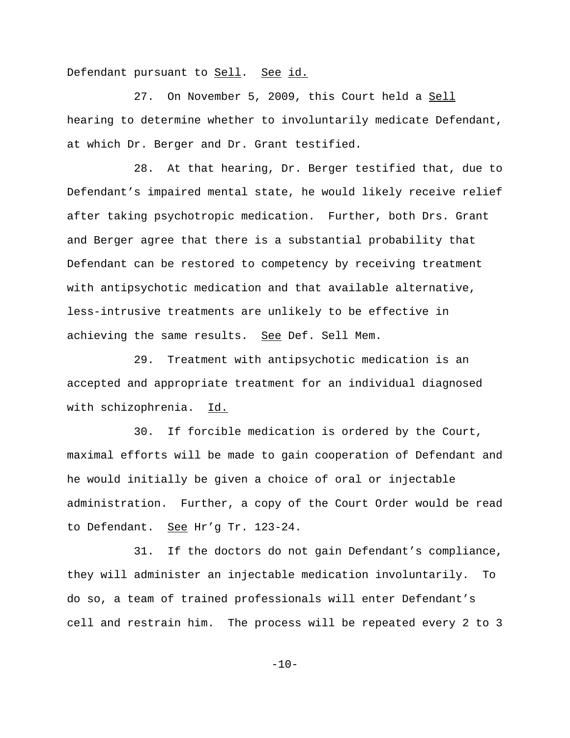Defendant pursuant to Sell. See id.

27. On November 5, 2009, this Court held a Sell hearing to determine whether to involuntarily medicate Defendant, at which Dr. Berger and Dr. Grant testified.

28. At that hearing, Dr. Berger testified that, due to Defendant's impaired mental state, he would likely receive relief after taking psychotropic medication. Further, both Drs. Grant and Berger agree that there is a substantial probability that Defendant can be restored to competency by receiving treatment with antipsychotic medication and that available alternative, less-intrusive treatments are unlikely to be effective in achieving the same results. See Def. Sell Mem.

29. Treatment with antipsychotic medication is an accepted and appropriate treatment for an individual diagnosed with schizophrenia. Id.

30. If forcible medication is ordered by the Court, maximal efforts will be made to gain cooperation of Defendant and he would initially be given a choice of oral or injectable administration. Further, a copy of the Court Order would be read to Defendant. See Hr'g Tr. 123-24.

31. If the doctors do not gain Defendant's compliance, they will administer an injectable medication involuntarily. To do so, a team of trained professionals will enter Defendant's cell and restrain him. The process will be repeated every 2 to 3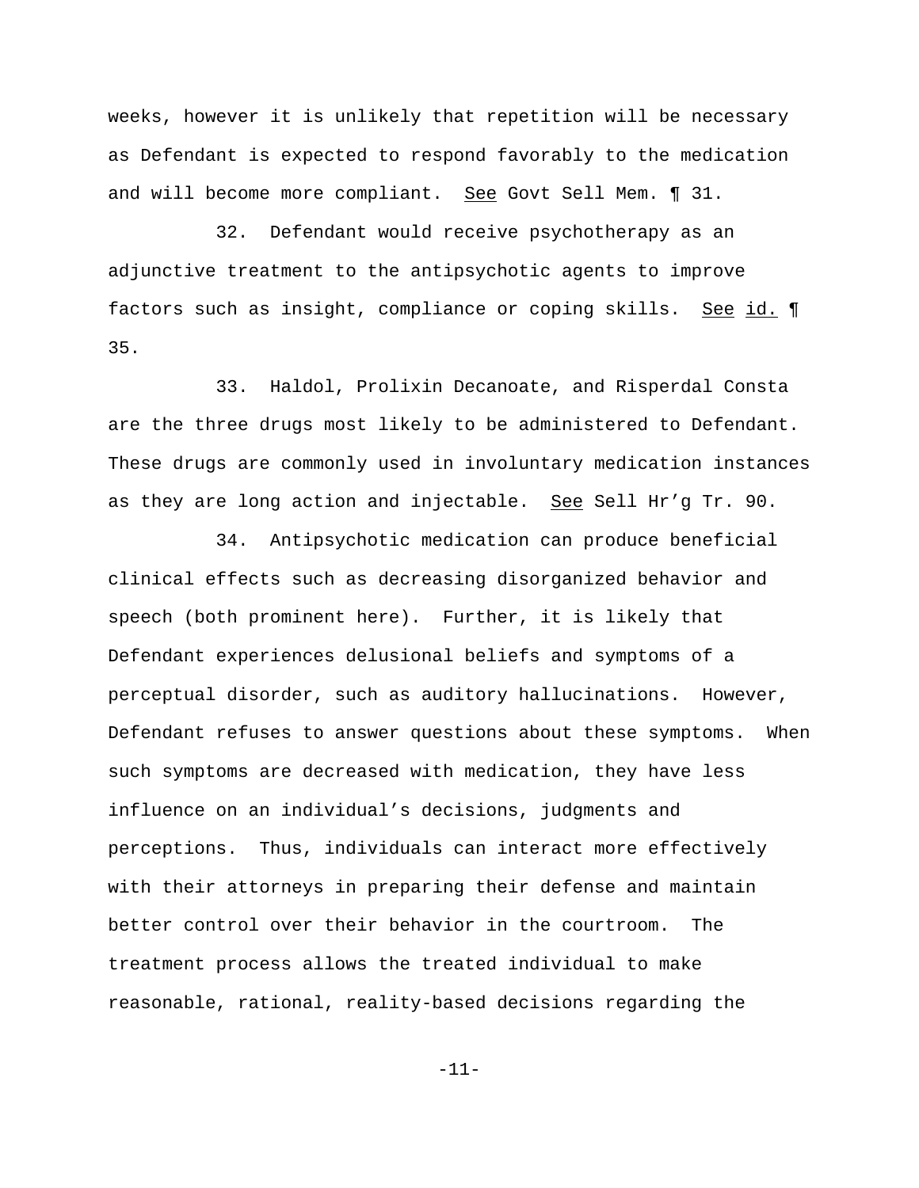weeks, however it is unlikely that repetition will be necessary as Defendant is expected to respond favorably to the medication and will become more compliant. See Govt Sell Mem. ¶ 31.

32. Defendant would receive psychotherapy as an adjunctive treatment to the antipsychotic agents to improve factors such as insight, compliance or coping skills. See id. ¶ 35.

33. Haldol, Prolixin Decanoate, and Risperdal Consta are the three drugs most likely to be administered to Defendant. These drugs are commonly used in involuntary medication instances as they are long action and injectable. See Sell Hr'g Tr. 90.

34. Antipsychotic medication can produce beneficial clinical effects such as decreasing disorganized behavior and speech (both prominent here). Further, it is likely that Defendant experiences delusional beliefs and symptoms of a perceptual disorder, such as auditory hallucinations. However, Defendant refuses to answer questions about these symptoms. When such symptoms are decreased with medication, they have less influence on an individual's decisions, judgments and perceptions. Thus, individuals can interact more effectively with their attorneys in preparing their defense and maintain better control over their behavior in the courtroom. The treatment process allows the treated individual to make reasonable, rational, reality-based decisions regarding the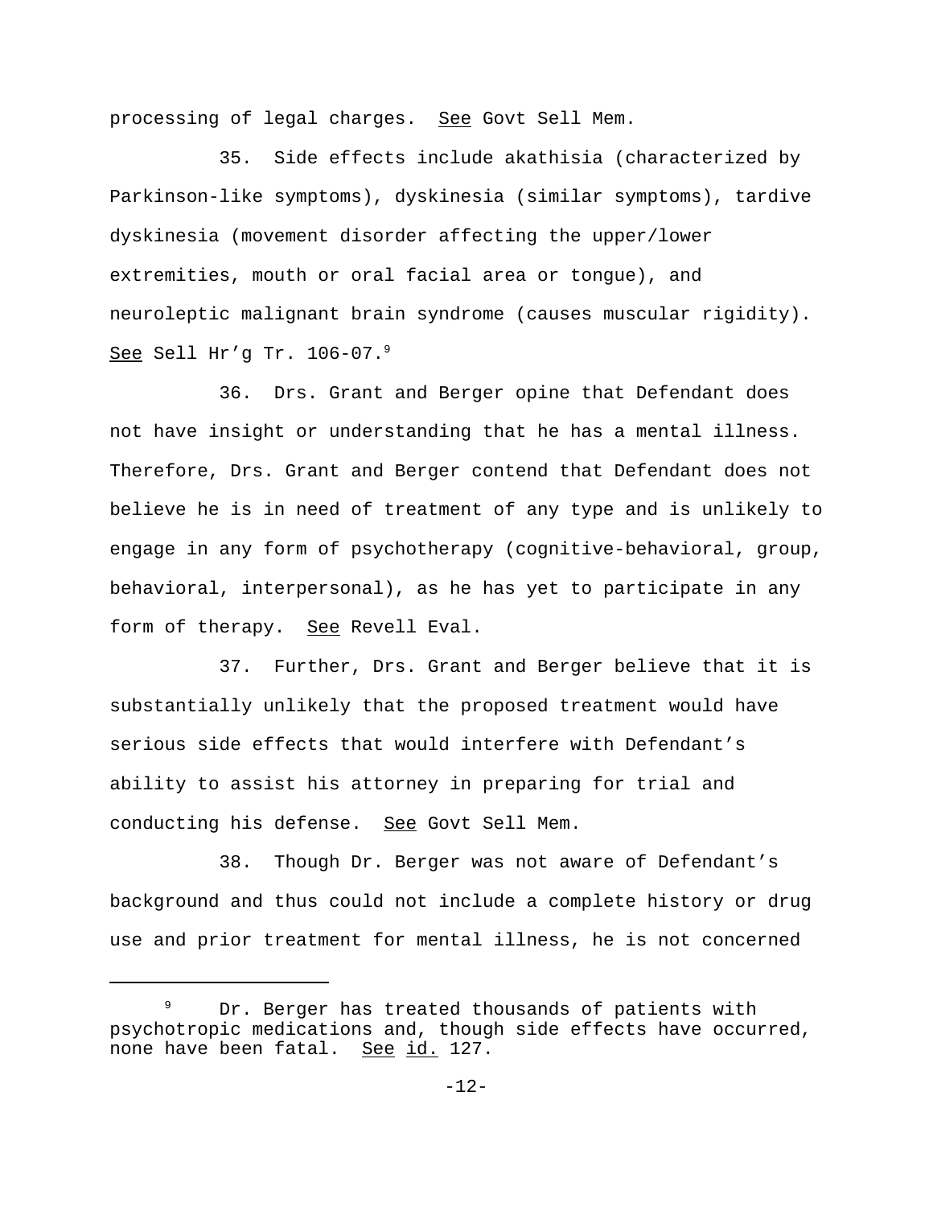processing of legal charges. See Govt Sell Mem.

35. Side effects include akathisia (characterized by Parkinson-like symptoms), dyskinesia (similar symptoms), tardive dyskinesia (movement disorder affecting the upper/lower extremities, mouth or oral facial area or tongue), and neuroleptic malignant brain syndrome (causes muscular rigidity). See Sell Hr'g Tr. 106-07.[9]

36. Drs. Grant and Berger opine that Defendant does not have insight or understanding that he has a mental illness. Therefore, Drs. Grant and Berger contend that Defendant does not believe he is in need of treatment of any type and is unlikely to engage in any form of psychotherapy (cognitive-behavioral, group, behavioral, interpersonal), as he has yet to participate in any form of therapy. See Revell Eval.

37. Further, Drs. Grant and Berger believe that it is substantially unlikely that the proposed treatment would have serious side effects that would interfere with Defendant's ability to assist his attorney in preparing for trial and conducting his defense. See Govt Sell Mem.

38. Though Dr. Berger was not aware of Defendant's background and thus could not include a complete history or drug use and prior treatment for mental illness, he is not concerned

---

[9] Dr. Berger has treated thousands of patients with psychotropic medications and, though side effects have occurred, none have been fatal. See id. 127.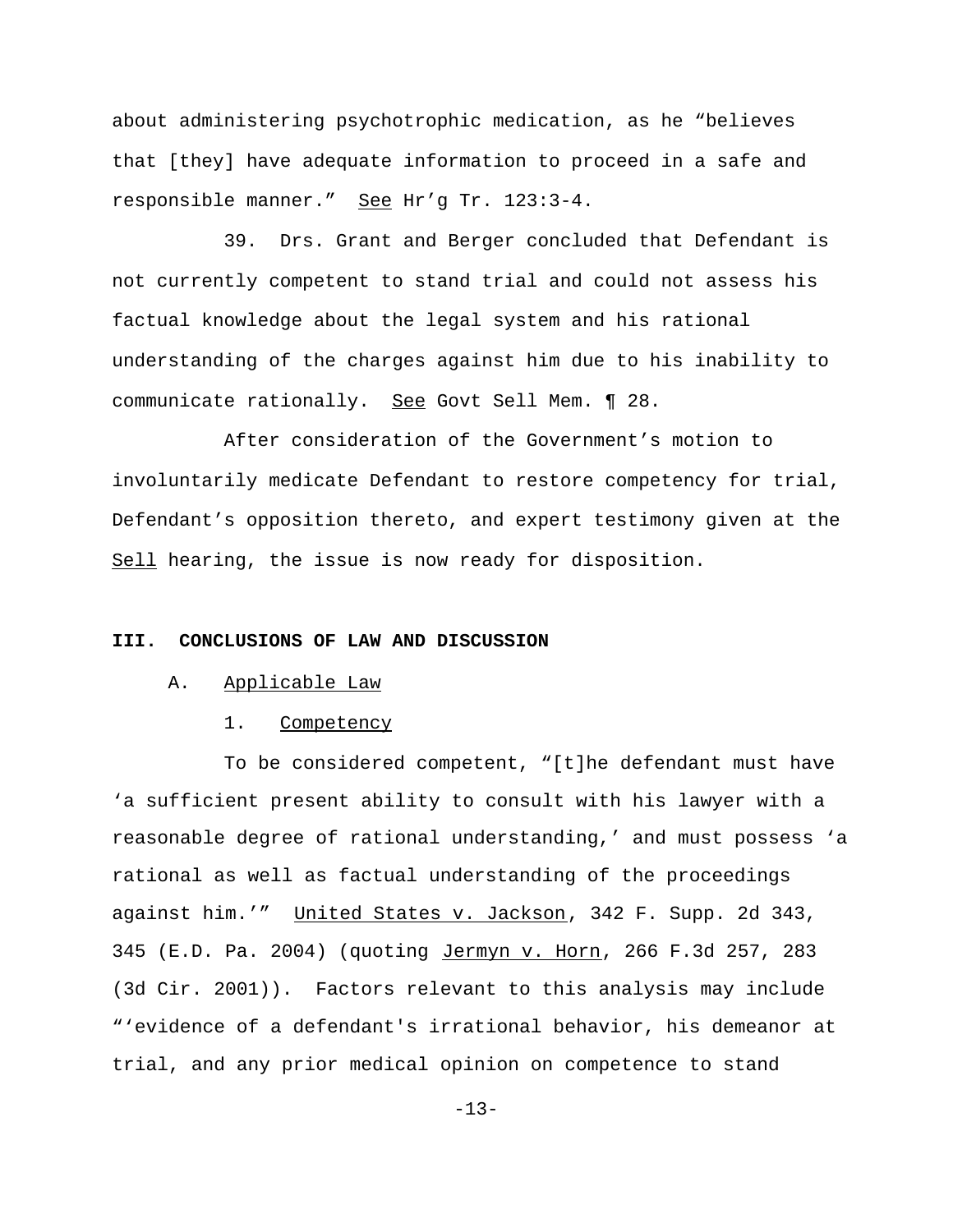about administering psychotrophic medication, as he "believes that [they] have adequate information to proceed in a safe and responsible manner." See Hr'g Tr. 123:3-4.

39. Drs. Grant and Berger concluded that Defendant is not currently competent to stand trial and could not assess his factual knowledge about the legal system and his rational understanding of the charges against him due to his inability to communicate rationally. See Govt Sell Mem. ¶ 28.

After consideration of the Government's motion to involuntarily medicate Defendant to restore competency for trial, Defendant's opposition thereto, and expert testimony given at the Sell hearing, the issue is now ready for disposition.

## III. CONCLUSIONS OF LAW AND DISCUSSION

### A. Applicable Law

#### 1. Competency

To be considered competent, "[t]he defendant must have 'a sufficient present ability to consult with his lawyer with a reasonable degree of rational understanding,' and must possess 'a rational as well as factual understanding of the proceedings against him.'" United States v. Jackson, 342 F. Supp. 2d 343, 345 (E.D. Pa. 2004) (quoting Jermyn v. Horn, 266 F.3d 257, 283 (3d Cir. 2001)). Factors relevant to this analysis may include "'evidence of a defendant's irrational behavior, his demeanor at trial, and any prior medical opinion on competence to stand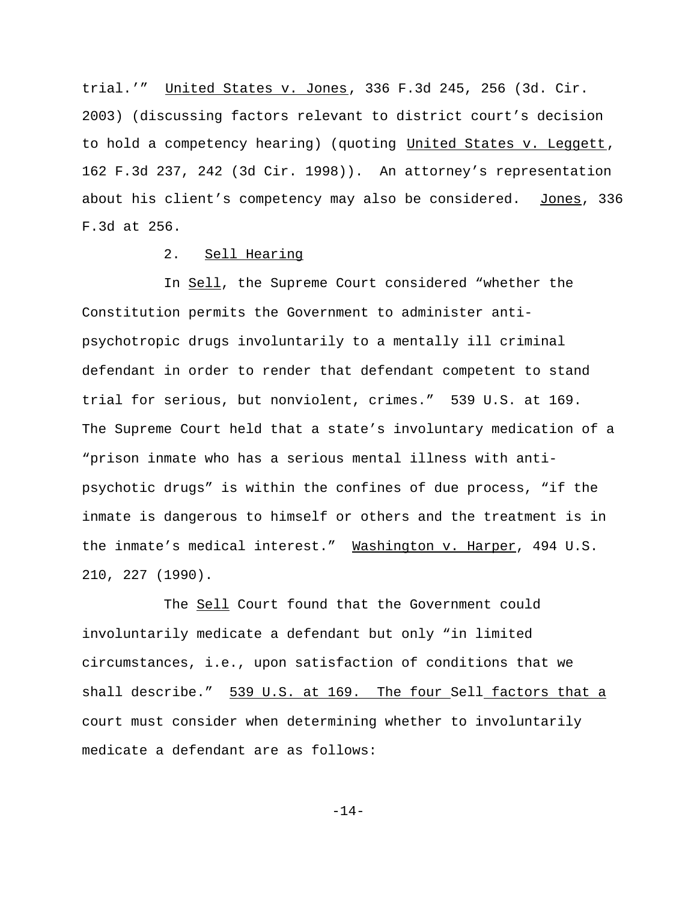trial.'" United States v. Jones, 336 F.3d 245, 256 (3d. Cir. 2003) (discussing factors relevant to district court's decision to hold a competency hearing) (quoting United States v. Leggett, 162 F.3d 237, 242 (3d Cir. 1998)). An attorney's representation about his client's competency may also be considered. Jones, 336 F.3d at 256.

2. Sell Hearing

In Sell, the Supreme Court considered "whether the Constitution permits the Government to administer anti-psychotropic drugs involuntarily to a mentally ill criminal defendant in order to render that defendant competent to stand trial for serious, but nonviolent, crimes." 539 U.S. at 169. The Supreme Court held that a state's involuntary medication of a "prison inmate who has a serious mental illness with anti-psychotic drugs" is within the confines of due process, "if the inmate is dangerous to himself or others and the treatment is in the inmate's medical interest." Washington v. Harper, 494 U.S. 210, 227 (1990).

The Sell Court found that the Government could involuntarily medicate a defendant but only "in limited circumstances, i.e., upon satisfaction of conditions that we shall describe." 539 U.S. at 169. The four Sell factors that a court must consider when determining whether to involuntarily medicate a defendant are as follows: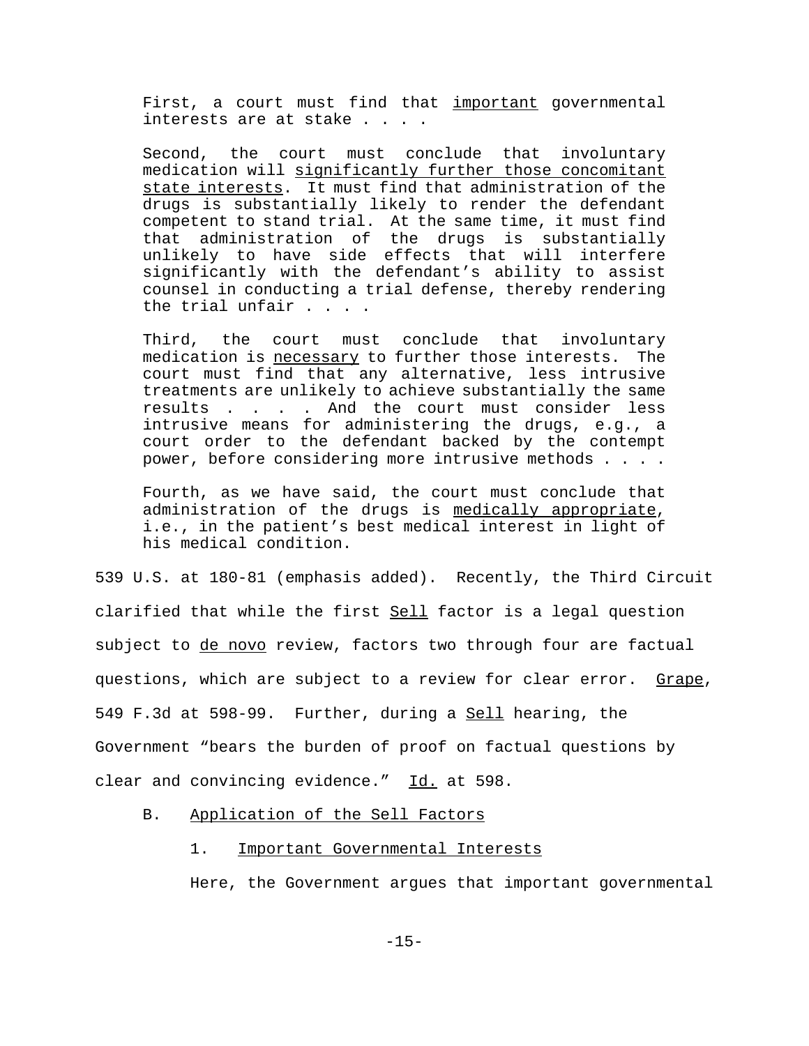> First, a court must find that important governmental interests are at stake . . . .
>
> Second, the court must conclude that involuntary medication will significantly further those concomitant state interests. It must find that administration of the drugs is substantially likely to render the defendant competent to stand trial. At the same time, it must find that administration of the drugs is substantially unlikely to have side effects that will interfere significantly with the defendant's ability to assist counsel in conducting a trial defense, thereby rendering the trial unfair . . . .
>
> Third, the court must conclude that involuntary medication is necessary to further those interests. The court must find that any alternative, less intrusive treatments are unlikely to achieve substantially the same results . . . . And the court must consider less intrusive means for administering the drugs, e.g., a court order to the defendant backed by the contempt power, before considering more intrusive methods . . . .
>
> Fourth, as we have said, the court must conclude that administration of the drugs is medically appropriate, i.e., in the patient's best medical interest in light of his medical condition.

539 U.S. at 180-81 (emphasis added). Recently, the Third Circuit clarified that while the first Sell factor is a legal question subject to de novo review, factors two through four are factual questions, which are subject to a review for clear error. Grape, 549 F.3d at 598-99. Further, during a Sell hearing, the Government "bears the burden of proof on factual questions by clear and convincing evidence." Id. at 598.

### B. Application of the Sell Factors

#### 1. Important Governmental Interests

Here, the Government argues that important governmental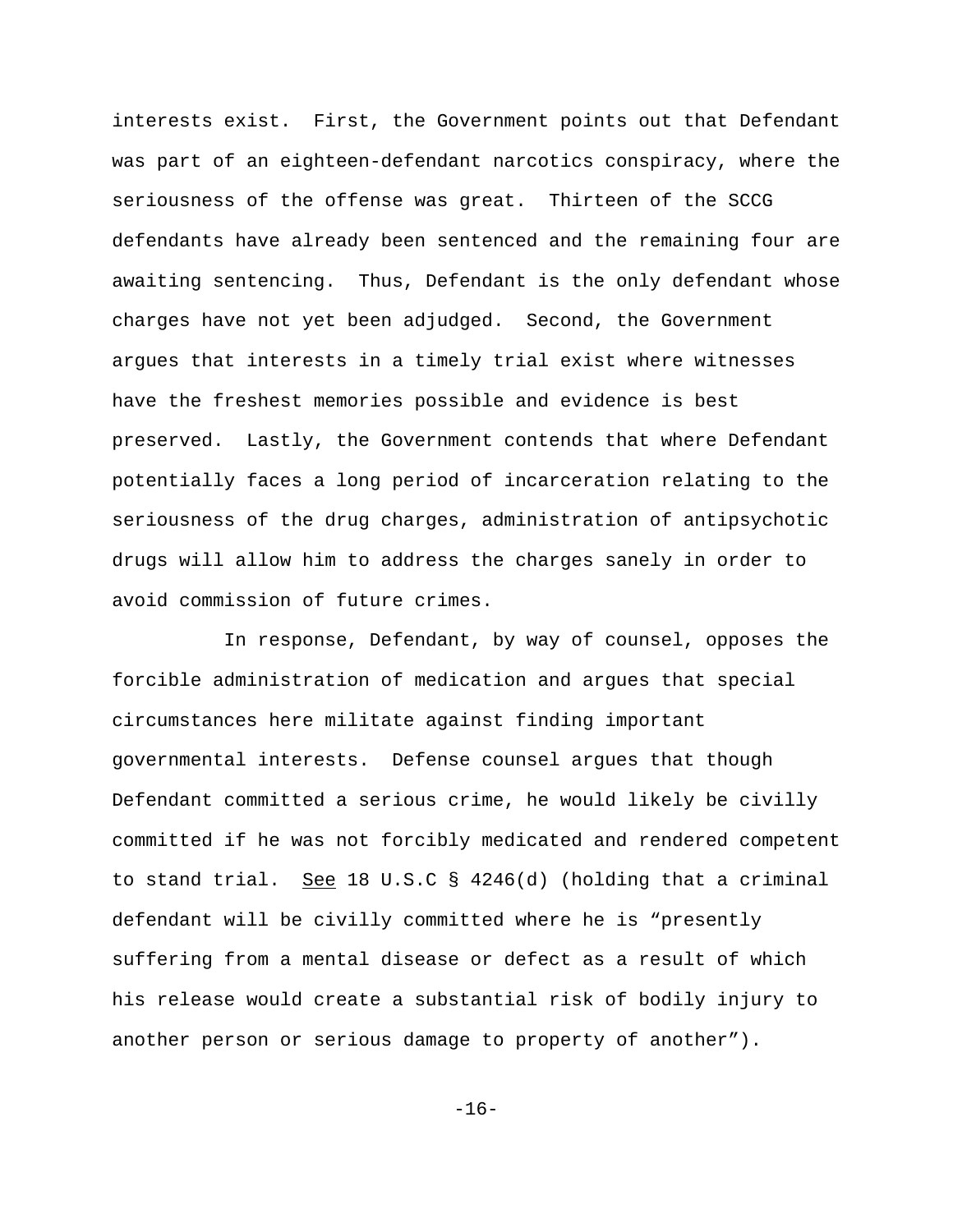interests exist. First, the Government points out that Defendant was part of an eighteen-defendant narcotics conspiracy, where the seriousness of the offense was great. Thirteen of the SCCG defendants have already been sentenced and the remaining four are awaiting sentencing. Thus, Defendant is the only defendant whose charges have not yet been adjudged. Second, the Government argues that interests in a timely trial exist where witnesses have the freshest memories possible and evidence is best preserved. Lastly, the Government contends that where Defendant potentially faces a long period of incarceration relating to the seriousness of the drug charges, administration of antipsychotic drugs will allow him to address the charges sanely in order to avoid commission of future crimes.

In response, Defendant, by way of counsel, opposes the forcible administration of medication and argues that special circumstances here militate against finding important governmental interests. Defense counsel argues that though Defendant committed a serious crime, he would likely be civilly committed if he was not forcibly medicated and rendered competent to stand trial. See 18 U.S.C § 4246(d) (holding that a criminal defendant will be civilly committed where he is "presently suffering from a mental disease or defect as a result of which his release would create a substantial risk of bodily injury to another person or serious damage to property of another").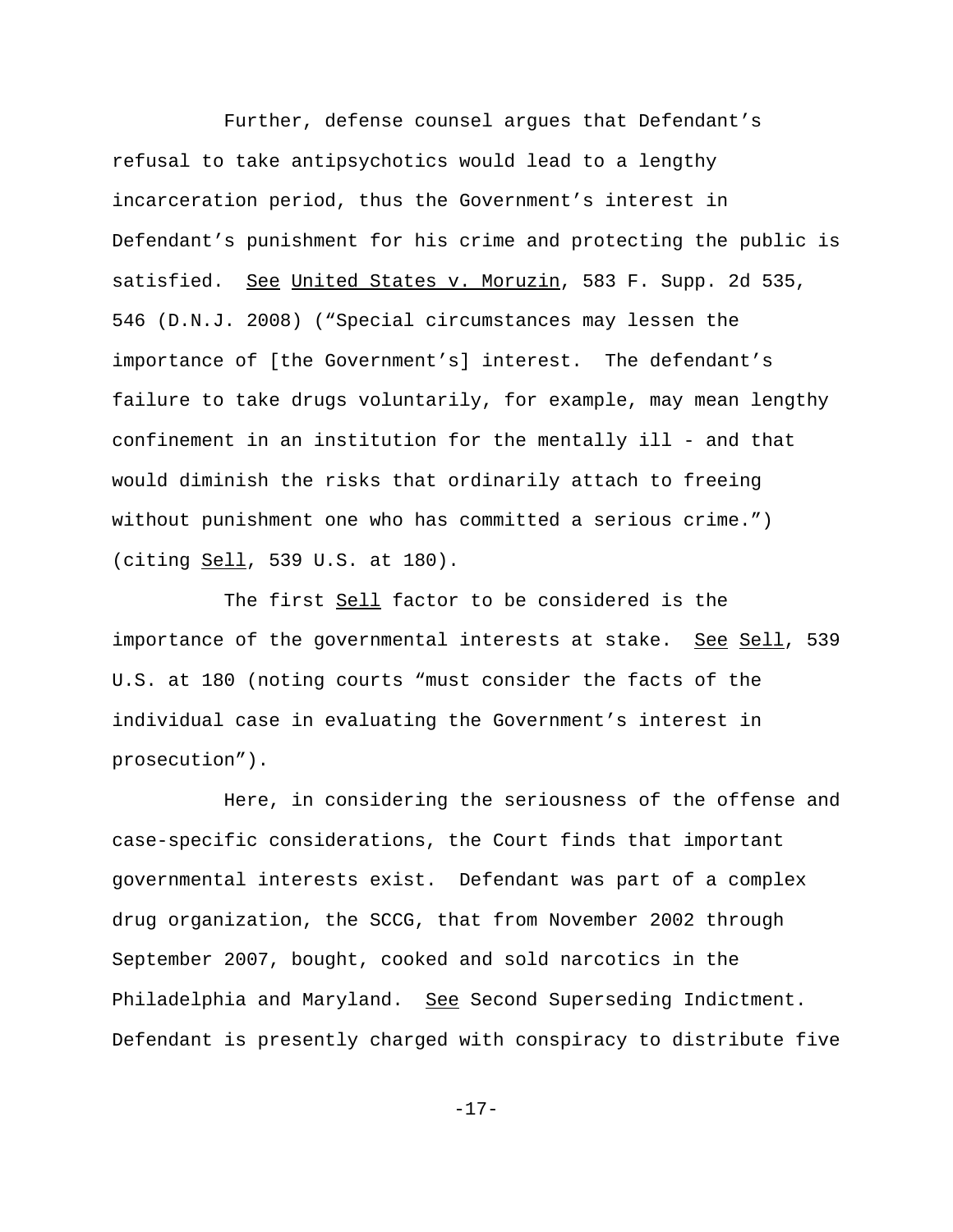Further, defense counsel argues that Defendant's refusal to take antipsychotics would lead to a lengthy incarceration period, thus the Government's interest in Defendant's punishment for his crime and protecting the public is satisfied. See United States v. Moruzin, 583 F. Supp. 2d 535, 546 (D.N.J. 2008) ("Special circumstances may lessen the importance of [the Government's] interest. The defendant's failure to take drugs voluntarily, for example, may mean lengthy confinement in an institution for the mentally ill - and that would diminish the risks that ordinarily attach to freeing without punishment one who has committed a serious crime.") (citing Sell, 539 U.S. at 180).

The first Sell factor to be considered is the importance of the governmental interests at stake. See Sell, 539 U.S. at 180 (noting courts "must consider the facts of the individual case in evaluating the Government's interest in prosecution").

Here, in considering the seriousness of the offense and case-specific considerations, the Court finds that important governmental interests exist. Defendant was part of a complex drug organization, the SCCG, that from November 2002 through September 2007, bought, cooked and sold narcotics in the Philadelphia and Maryland. See Second Superseding Indictment. Defendant is presently charged with conspiracy to distribute five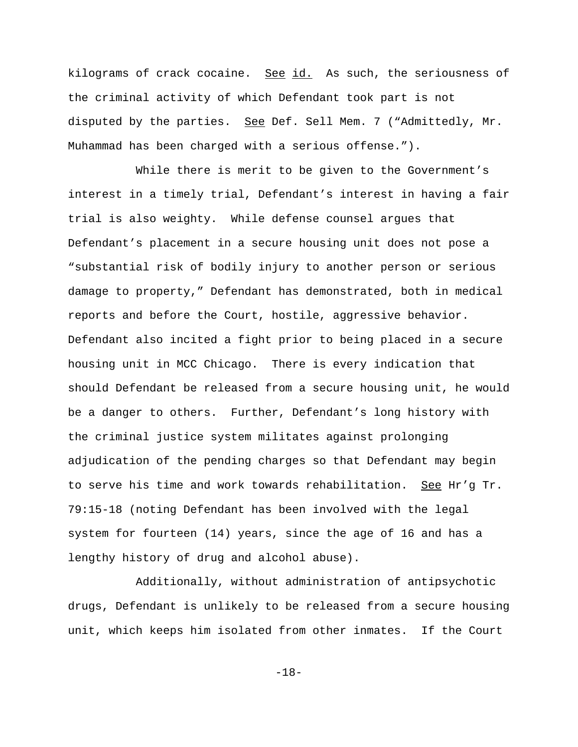kilograms of crack cocaine. See id. As such, the seriousness of the criminal activity of which Defendant took part is not disputed by the parties. See Def. Sell Mem. 7 ("Admittedly, Mr. Muhammad has been charged with a serious offense.").

While there is merit to be given to the Government's interest in a timely trial, Defendant's interest in having a fair trial is also weighty. While defense counsel argues that Defendant's placement in a secure housing unit does not pose a "substantial risk of bodily injury to another person or serious damage to property," Defendant has demonstrated, both in medical reports and before the Court, hostile, aggressive behavior. Defendant also incited a fight prior to being placed in a secure housing unit in MCC Chicago. There is every indication that should Defendant be released from a secure housing unit, he would be a danger to others. Further, Defendant's long history with the criminal justice system militates against prolonging adjudication of the pending charges so that Defendant may begin to serve his time and work towards rehabilitation. See Hr'g Tr. 79:15-18 (noting Defendant has been involved with the legal system for fourteen (14) years, since the age of 16 and has a lengthy history of drug and alcohol abuse).

Additionally, without administration of antipsychotic drugs, Defendant is unlikely to be released from a secure housing unit, which keeps him isolated from other inmates. If the Court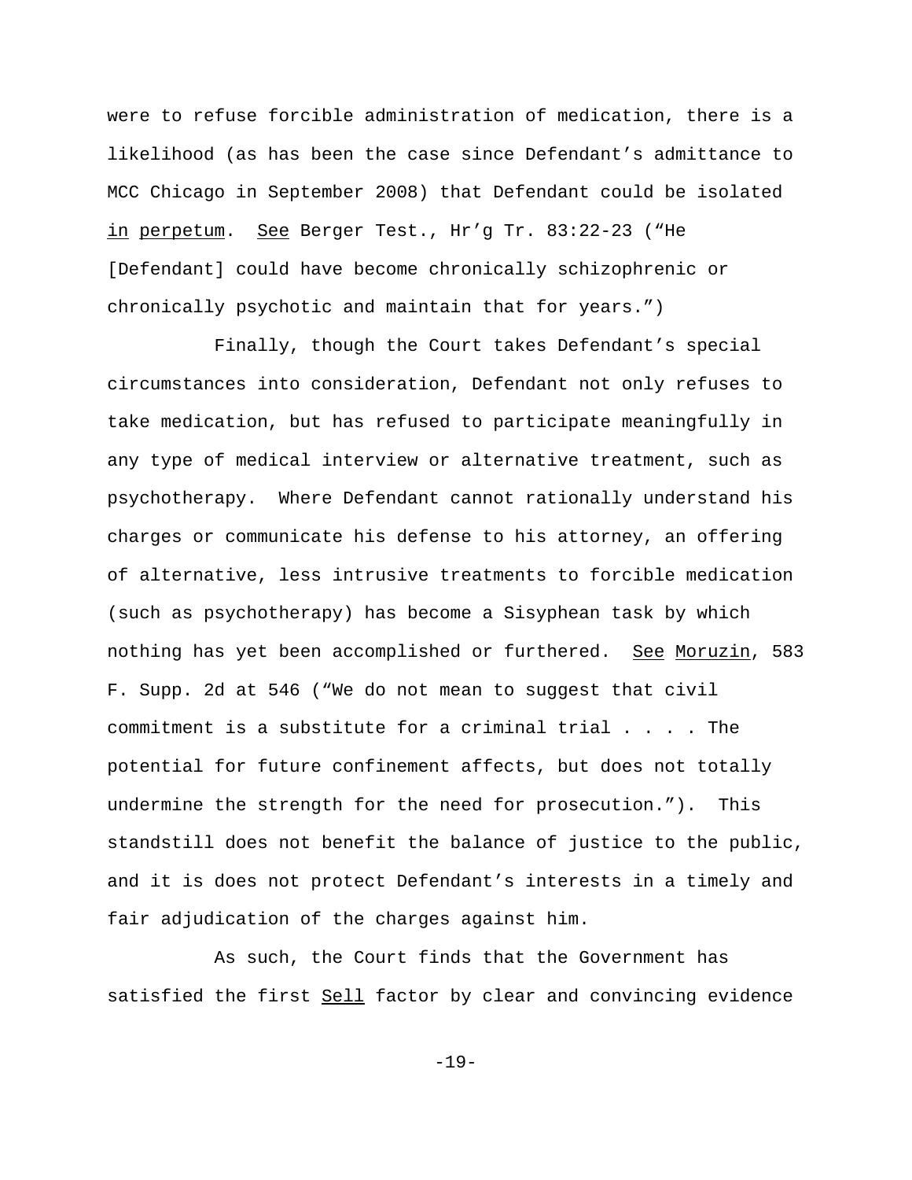were to refuse forcible administration of medication, there is a likelihood (as has been the case since Defendant's admittance to MCC Chicago in September 2008) that Defendant could be isolated _in_ _perpetum_. _See_ Berger Test., Hr'g Tr. 83:22-23 ("He [Defendant] could have become chronically schizophrenic or chronically psychotic and maintain that for years.")

Finally, though the Court takes Defendant's special circumstances into consideration, Defendant not only refuses to take medication, but has refused to participate meaningfully in any type of medical interview or alternative treatment, such as psychotherapy. Where Defendant cannot rationally understand his charges or communicate his defense to his attorney, an offering of alternative, less intrusive treatments to forcible medication (such as psychotherapy) has become a Sisyphean task by which nothing has yet been accomplished or furthered. _See_ _Moruzin_, 583 F. Supp. 2d at 546 ("We do not mean to suggest that civil commitment is a substitute for a criminal trial . . . . The potential for future confinement affects, but does not totally undermine the strength for the need for prosecution."). This standstill does not benefit the balance of justice to the public, and it is does not protect Defendant's interests in a timely and fair adjudication of the charges against him.

As such, the Court finds that the Government has satisfied the first _Sell_ factor by clear and convincing evidence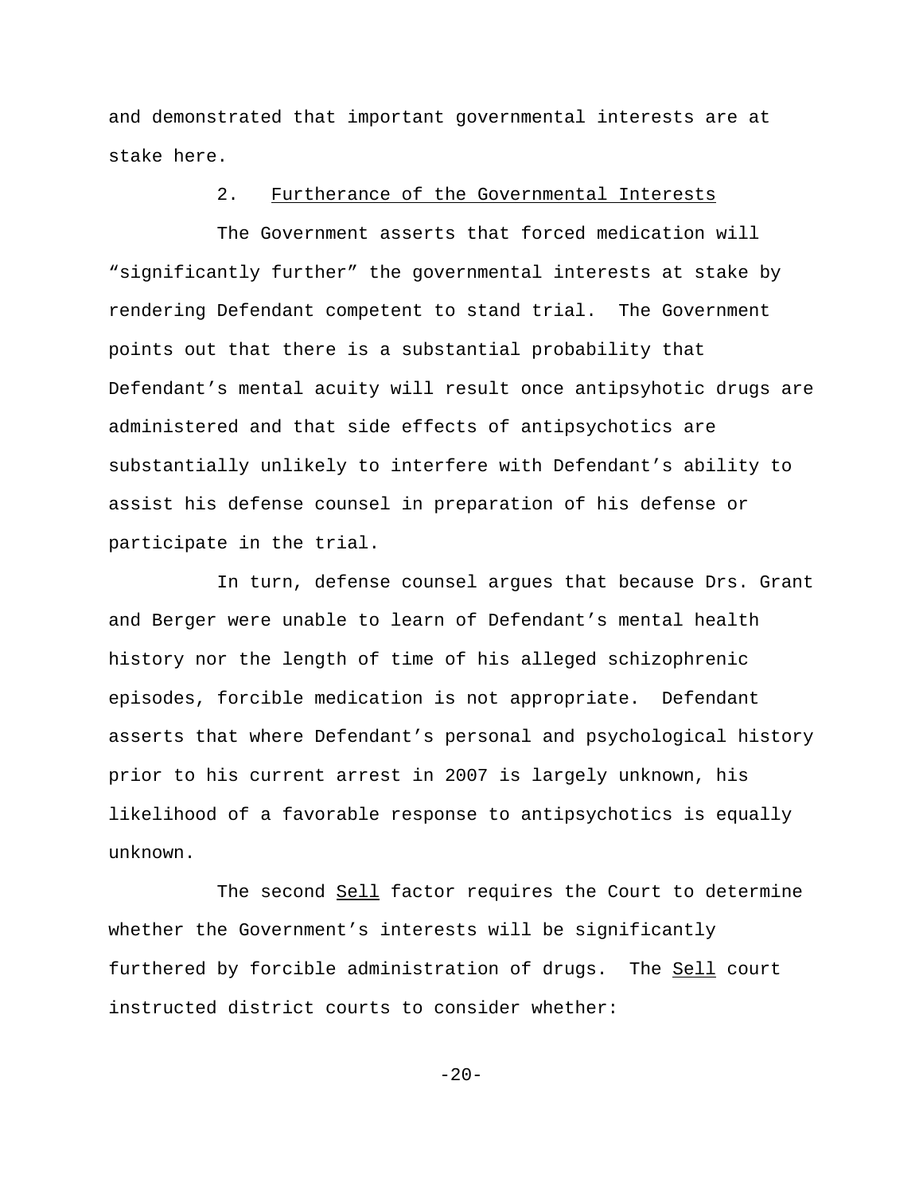and demonstrated that important governmental interests are at stake here.

2. <u>Furtherance of the Governmental Interests</u>

The Government asserts that forced medication will “significantly further” the governmental interests at stake by rendering Defendant competent to stand trial. The Government points out that there is a substantial probability that Defendant’s mental acuity will result once antipsyhotic drugs are administered and that side effects of antipsychotics are substantially unlikely to interfere with Defendant’s ability to assist his defense counsel in preparation of his defense or participate in the trial.

In turn, defense counsel argues that because Drs. Grant and Berger were unable to learn of Defendant’s mental health history nor the length of time of his alleged schizophrenic episodes, forcible medication is not appropriate. Defendant asserts that where Defendant’s personal and psychological history prior to his current arrest in 2007 is largely unknown, his likelihood of a favorable response to antipsychotics is equally unknown.

The second <u>Sell</u> factor requires the Court to determine whether the Government’s interests will be significantly furthered by forcible administration of drugs. The <u>Sell</u> court instructed district courts to consider whether: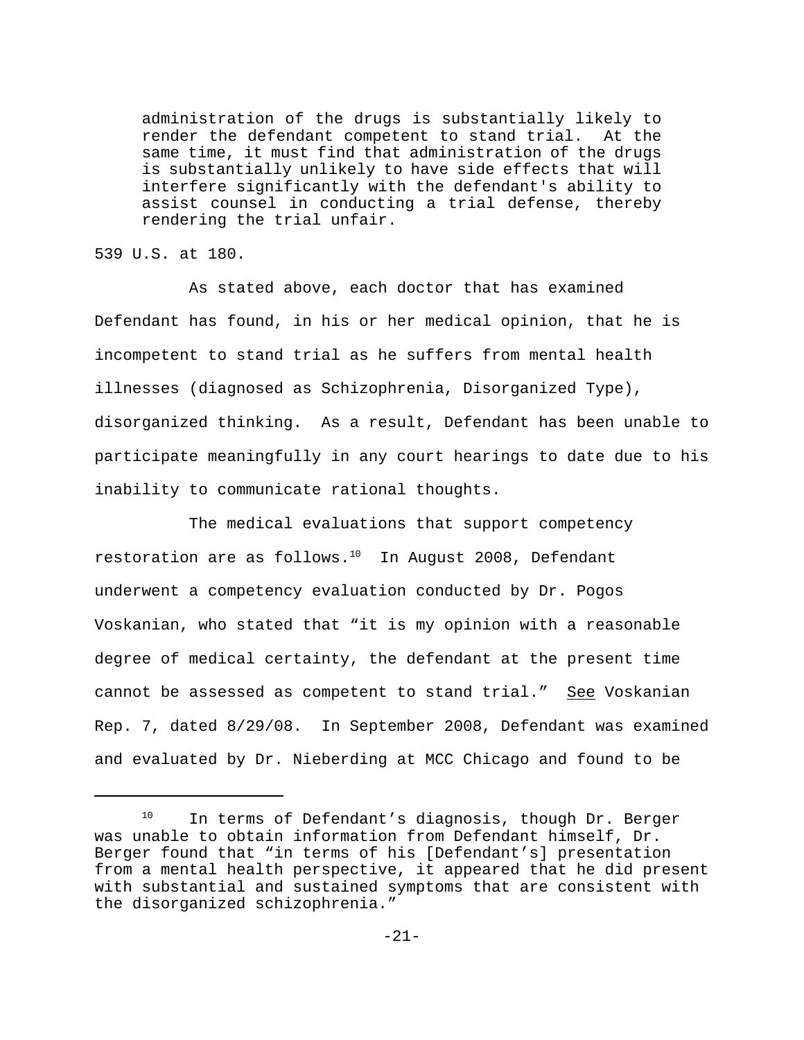> administration of the drugs is substantially likely to render the defendant competent to stand trial. At the same time, it must find that administration of the drugs is substantially unlikely to have side effects that will interfere significantly with the defendant's ability to assist counsel in conducting a trial defense, thereby rendering the trial unfair.

539 U.S. at 180.

As stated above, each doctor that has examined Defendant has found, in his or her medical opinion, that he is incompetent to stand trial as he suffers from mental health illnesses (diagnosed as Schizophrenia, Disorganized Type), disorganized thinking. As a result, Defendant has been unable to participate meaningfully in any court hearings to date due to his inability to communicate rational thoughts.

The medical evaluations that support competency restoration are as follows.[10] In August 2008, Defendant underwent a competency evaluation conducted by Dr. Pogos Voskanian, who stated that "it is my opinion with a reasonable degree of medical certainty, the defendant at the present time cannot be assessed as competent to stand trial." See Voskanian Rep. 7, dated 8/29/08. In September 2008, Defendant was examined and evaluated by Dr. Nieberding at MCC Chicago and found to be

---

[10] In terms of Defendant's diagnosis, though Dr. Berger was unable to obtain information from Defendant himself, Dr. Berger found that "in terms of his [Defendant's] presentation from a mental health perspective, it appeared that he did present with substantial and sustained symptoms that are consistent with the disorganized schizophrenia."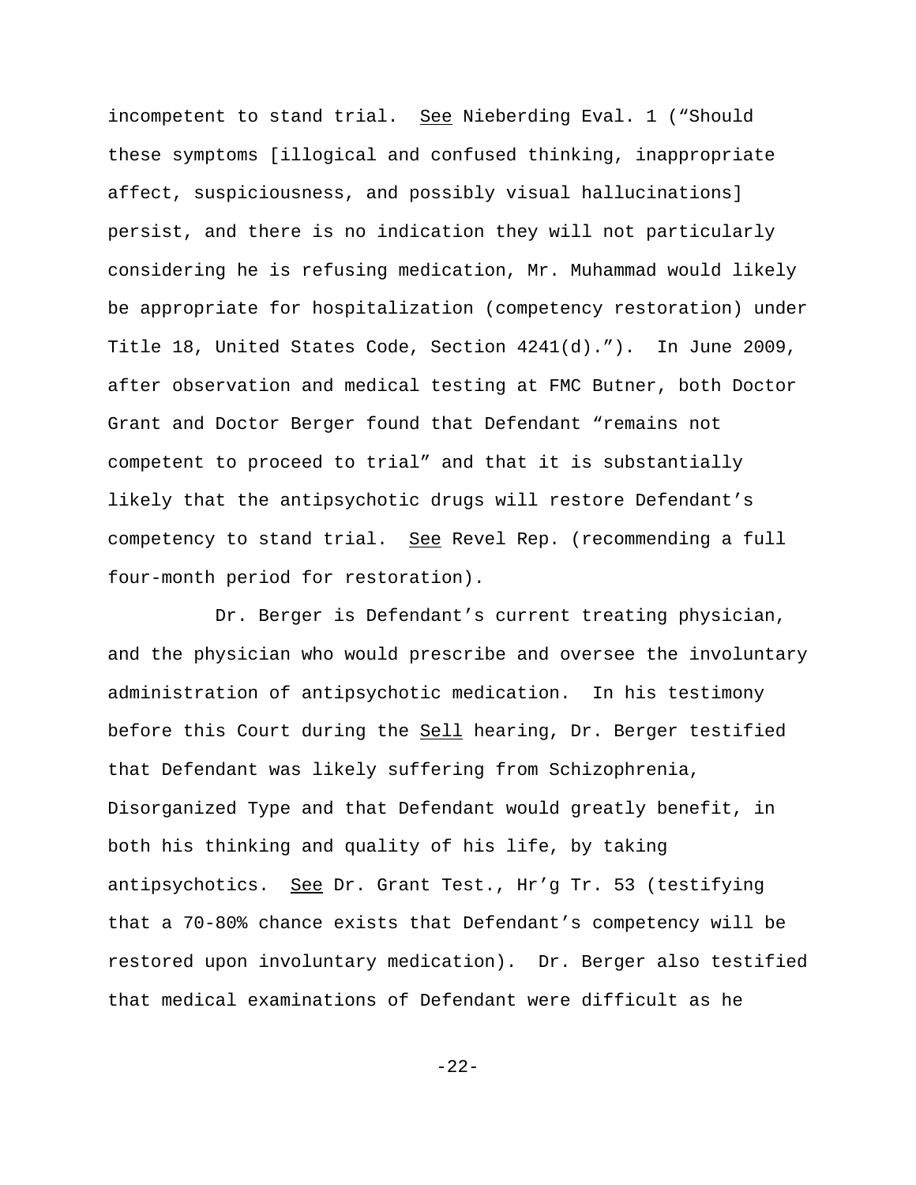incompetent to stand trial. See Nieberding Eval. 1 ("Should these symptoms [illogical and confused thinking, inappropriate affect, suspiciousness, and possibly visual hallucinations] persist, and there is no indication they will not particularly considering he is refusing medication, Mr. Muhammad would likely be appropriate for hospitalization (competency restoration) under Title 18, United States Code, Section 4241(d)."). In June 2009, after observation and medical testing at FMC Butner, both Doctor Grant and Doctor Berger found that Defendant "remains not competent to proceed to trial" and that it is substantially likely that the antipsychotic drugs will restore Defendant's competency to stand trial. See Revel Rep. (recommending a full four-month period for restoration).

Dr. Berger is Defendant's current treating physician, and the physician who would prescribe and oversee the involuntary administration of antipsychotic medication. In his testimony before this Court during the Sell hearing, Dr. Berger testified that Defendant was likely suffering from Schizophrenia, Disorganized Type and that Defendant would greatly benefit, in both his thinking and quality of his life, by taking antipsychotics. See Dr. Grant Test., Hr'g Tr. 53 (testifying that a 70-80% chance exists that Defendant's competency will be restored upon involuntary medication). Dr. Berger also testified that medical examinations of Defendant were difficult as he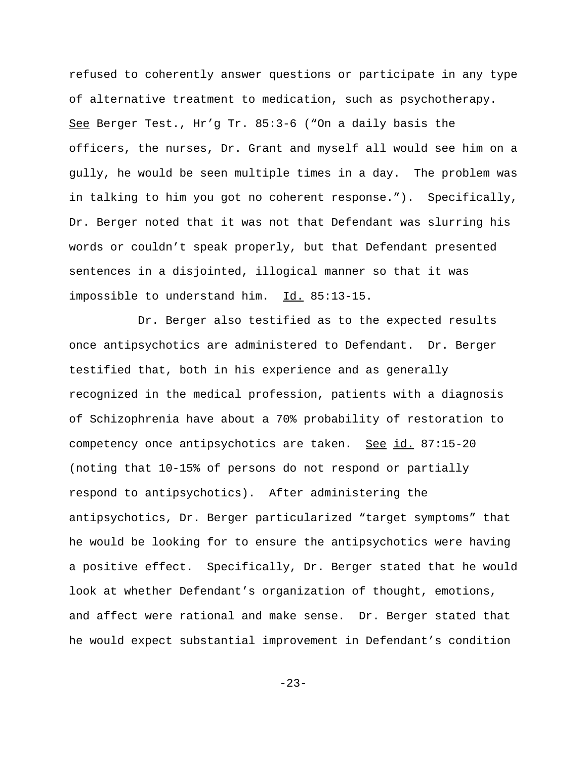refused to coherently answer questions or participate in any type of alternative treatment to medication, such as psychotherapy. See Berger Test., Hr'g Tr. 85:3-6 ("On a daily basis the officers, the nurses, Dr. Grant and myself all would see him on a gully, he would be seen multiple times in a day. The problem was in talking to him you got no coherent response."). Specifically, Dr. Berger noted that it was not that Defendant was slurring his words or couldn't speak properly, but that Defendant presented sentences in a disjointed, illogical manner so that it was impossible to understand him. Id. 85:13-15.

Dr. Berger also testified as to the expected results once antipsychotics are administered to Defendant. Dr. Berger testified that, both in his experience and as generally recognized in the medical profession, patients with a diagnosis of Schizophrenia have about a 70% probability of restoration to competency once antipsychotics are taken. See id. 87:15-20 (noting that 10-15% of persons do not respond or partially respond to antipsychotics). After administering the antipsychotics, Dr. Berger particularized "target symptoms" that he would be looking for to ensure the antipsychotics were having a positive effect. Specifically, Dr. Berger stated that he would look at whether Defendant's organization of thought, emotions, and affect were rational and make sense. Dr. Berger stated that he would expect substantial improvement in Defendant's condition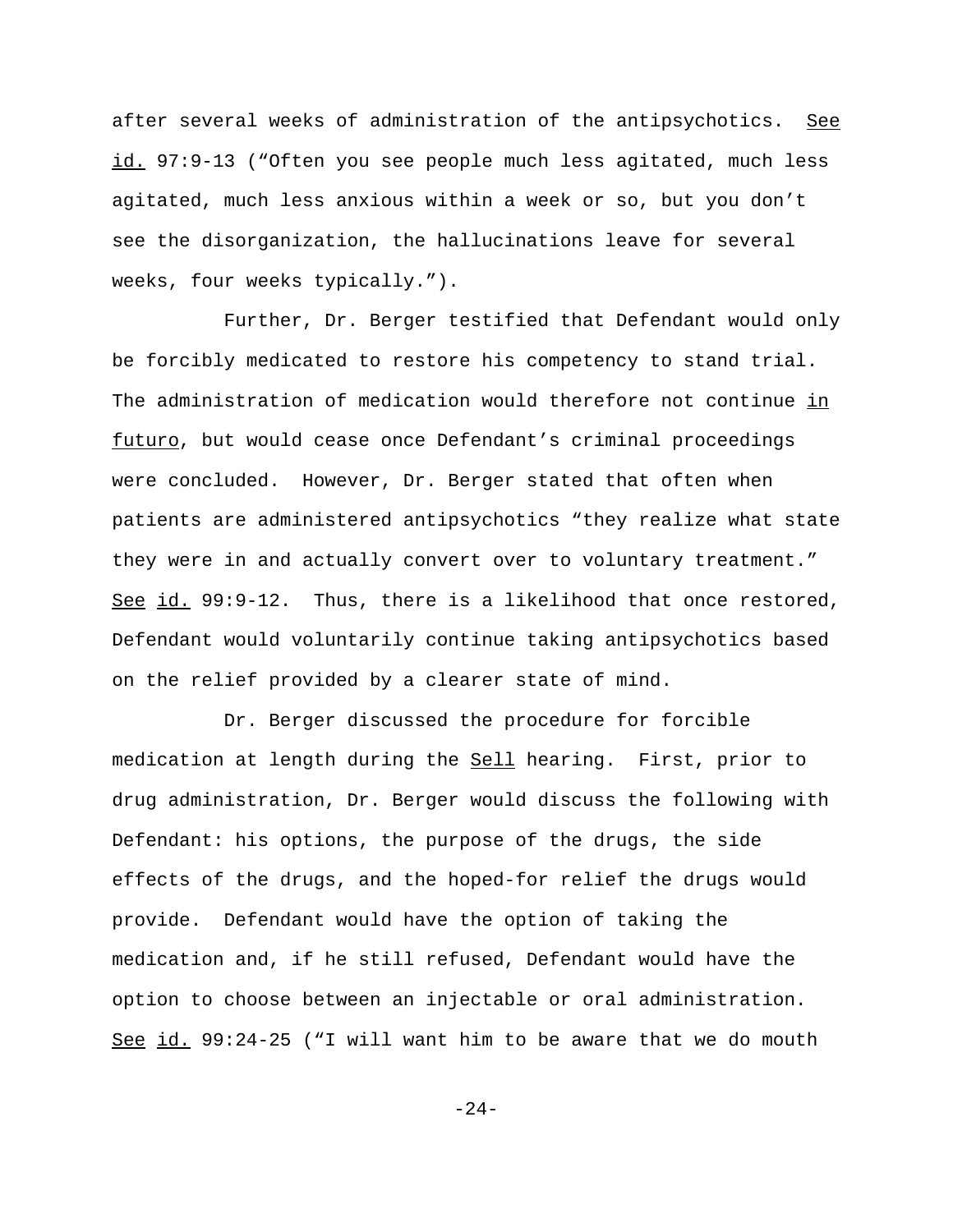after several weeks of administration of the antipsychotics. See id. 97:9-13 ("Often you see people much less agitated, much less agitated, much less anxious within a week or so, but you don't see the disorganization, the hallucinations leave for several weeks, four weeks typically.").

Further, Dr. Berger testified that Defendant would only be forcibly medicated to restore his competency to stand trial. The administration of medication would therefore not continue in futuro, but would cease once Defendant's criminal proceedings were concluded. However, Dr. Berger stated that often when patients are administered antipsychotics "they realize what state they were in and actually convert over to voluntary treatment." See id. 99:9-12. Thus, there is a likelihood that once restored, Defendant would voluntarily continue taking antipsychotics based on the relief provided by a clearer state of mind.

Dr. Berger discussed the procedure for forcible medication at length during the Sell hearing. First, prior to drug administration, Dr. Berger would discuss the following with Defendant: his options, the purpose of the drugs, the side effects of the drugs, and the hoped-for relief the drugs would provide. Defendant would have the option of taking the medication and, if he still refused, Defendant would have the option to choose between an injectable or oral administration. See id. 99:24-25 ("I will want him to be aware that we do mouth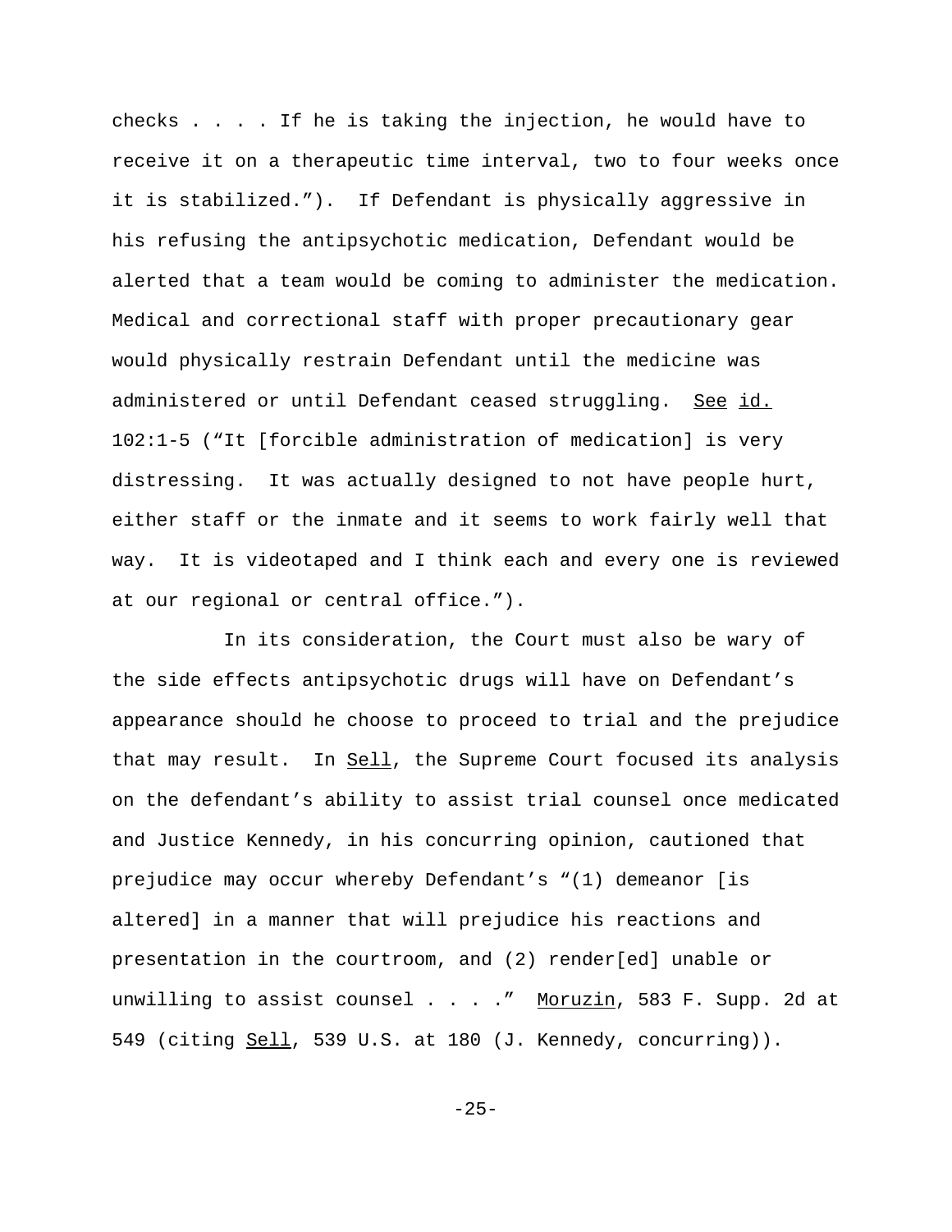checks . . . . If he is taking the injection, he would have to receive it on a therapeutic time interval, two to four weeks once it is stabilized."). If Defendant is physically aggressive in his refusing the antipsychotic medication, Defendant would be alerted that a team would be coming to administer the medication. Medical and correctional staff with proper precautionary gear would physically restrain Defendant until the medicine was administered or until Defendant ceased struggling. See id. 102:1-5 ("It [forcible administration of medication] is very distressing. It was actually designed to not have people hurt, either staff or the inmate and it seems to work fairly well that way. It is videotaped and I think each and every one is reviewed at our regional or central office.").

In its consideration, the Court must also be wary of the side effects antipsychotic drugs will have on Defendant's appearance should he choose to proceed to trial and the prejudice that may result. In Sell, the Supreme Court focused its analysis on the defendant's ability to assist trial counsel once medicated and Justice Kennedy, in his concurring opinion, cautioned that prejudice may occur whereby Defendant's "(1) demeanor [is altered] in a manner that will prejudice his reactions and presentation in the courtroom, and (2) render[ed] unable or unwilling to assist counsel . . . ." Moruzin, 583 F. Supp. 2d at 549 (citing Sell, 539 U.S. at 180 (J. Kennedy, concurring)).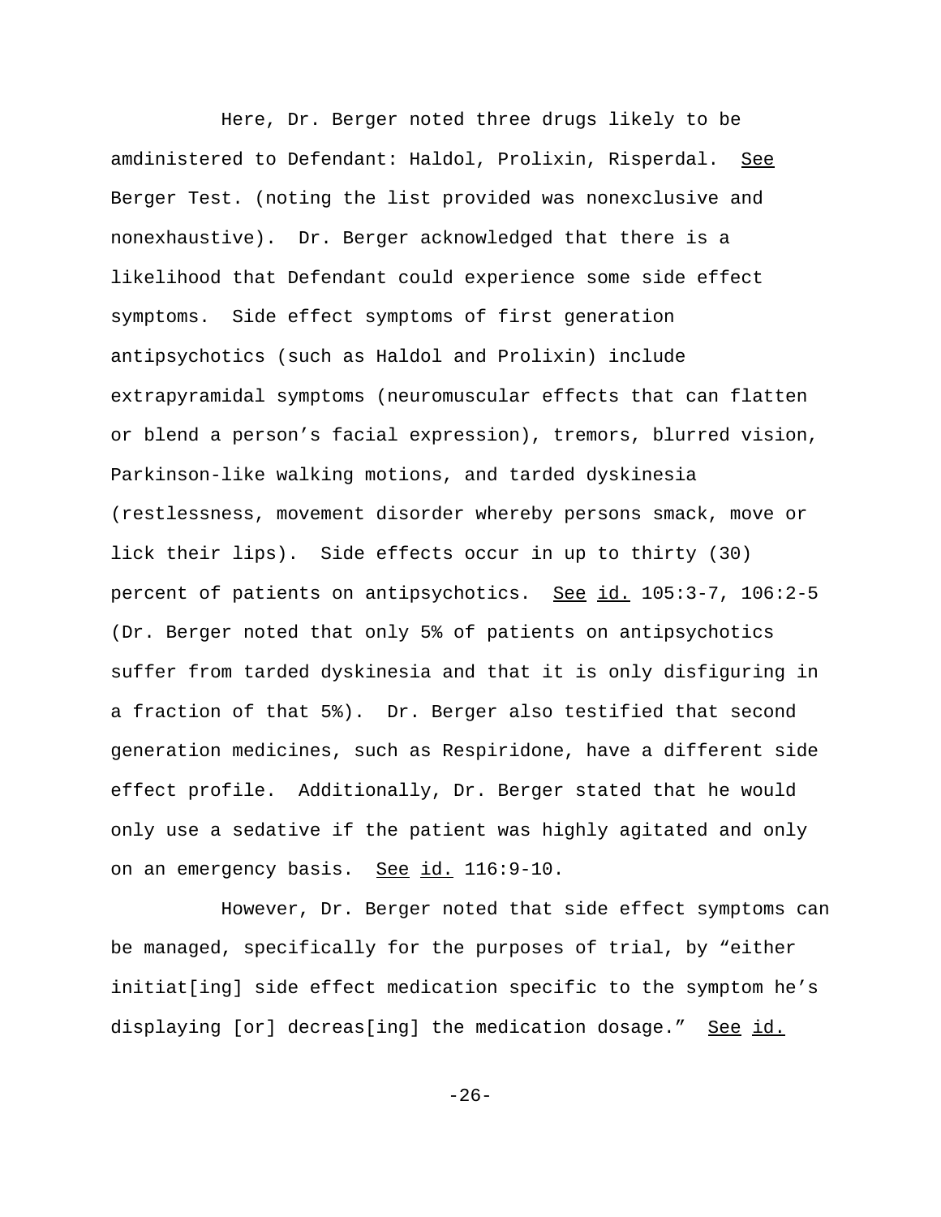Here, Dr. Berger noted three drugs likely to be amdinistered to Defendant: Haldol, Prolixin, Risperdal. See Berger Test. (noting the list provided was nonexclusive and nonexhaustive). Dr. Berger acknowledged that there is a likelihood that Defendant could experience some side effect symptoms. Side effect symptoms of first generation antipsychotics (such as Haldol and Prolixin) include extrapyramidal symptoms (neuromuscular effects that can flatten or blend a person's facial expression), tremors, blurred vision, Parkinson-like walking motions, and tarded dyskinesia (restlessness, movement disorder whereby persons smack, move or lick their lips). Side effects occur in up to thirty (30) percent of patients on antipsychotics. See id. 105:3-7, 106:2-5 (Dr. Berger noted that only 5% of patients on antipsychotics suffer from tarded dyskinesia and that it is only disfiguring in a fraction of that 5%). Dr. Berger also testified that second generation medicines, such as Respiridone, have a different side effect profile. Additionally, Dr. Berger stated that he would only use a sedative if the patient was highly agitated and only on an emergency basis. See id. 116:9-10.

However, Dr. Berger noted that side effect symptoms can be managed, specifically for the purposes of trial, by "either initiat[ing] side effect medication specific to the symptom he's displaying [or] decreas[ing] the medication dosage." See id.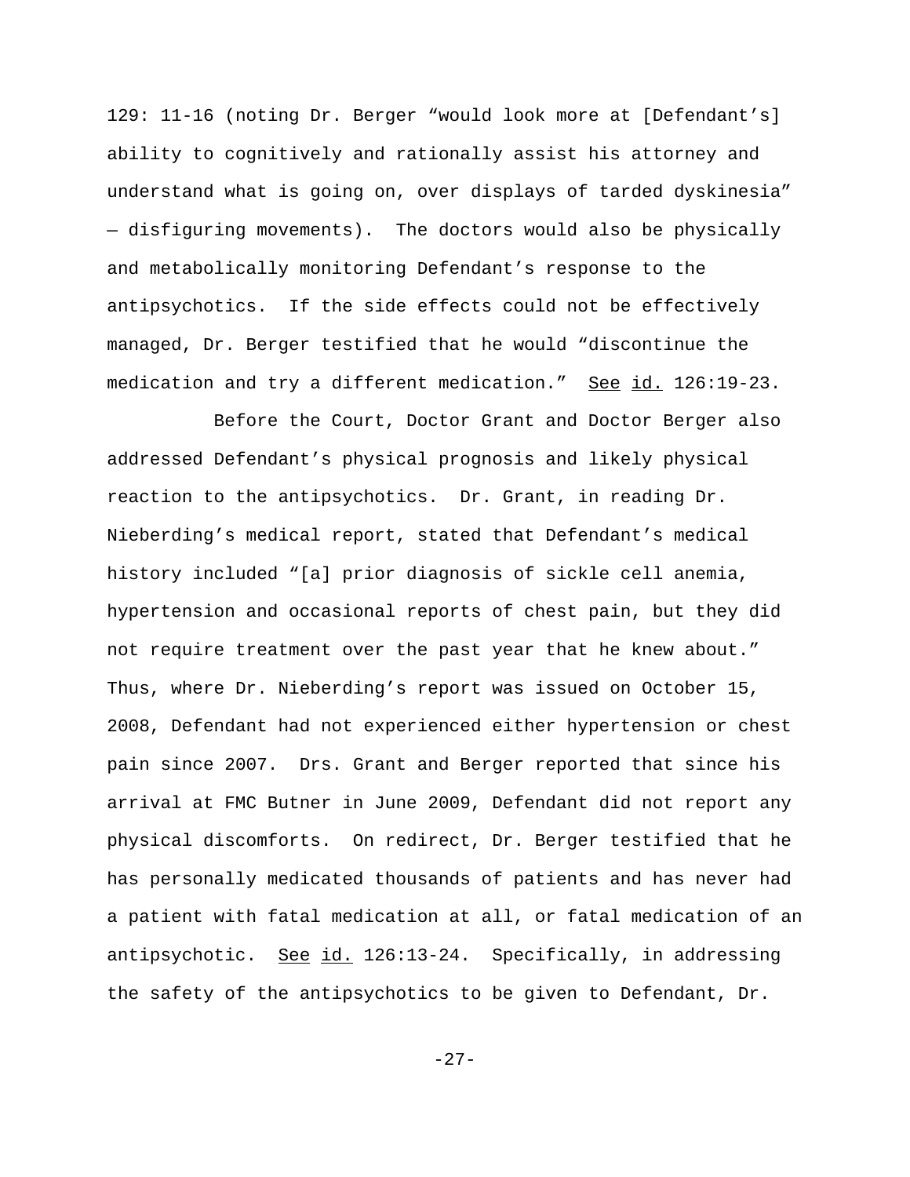129: 11-16 (noting Dr. Berger "would look more at [Defendant's] ability to cognitively and rationally assist his attorney and understand what is going on, over displays of tarded dyskinesia" — disfiguring movements). The doctors would also be physically and metabolically monitoring Defendant's response to the antipsychotics. If the side effects could not be effectively managed, Dr. Berger testified that he would "discontinue the medication and try a different medication." See id. 126:19-23.

Before the Court, Doctor Grant and Doctor Berger also addressed Defendant's physical prognosis and likely physical reaction to the antipsychotics. Dr. Grant, in reading Dr. Nieberding's medical report, stated that Defendant's medical history included "[a] prior diagnosis of sickle cell anemia, hypertension and occasional reports of chest pain, but they did not require treatment over the past year that he knew about." Thus, where Dr. Nieberding's report was issued on October 15, 2008, Defendant had not experienced either hypertension or chest pain since 2007. Drs. Grant and Berger reported that since his arrival at FMC Butner in June 2009, Defendant did not report any physical discomforts. On redirect, Dr. Berger testified that he has personally medicated thousands of patients and has never had a patient with fatal medication at all, or fatal medication of an antipsychotic. See id. 126:13-24. Specifically, in addressing the safety of the antipsychotics to be given to Defendant, Dr.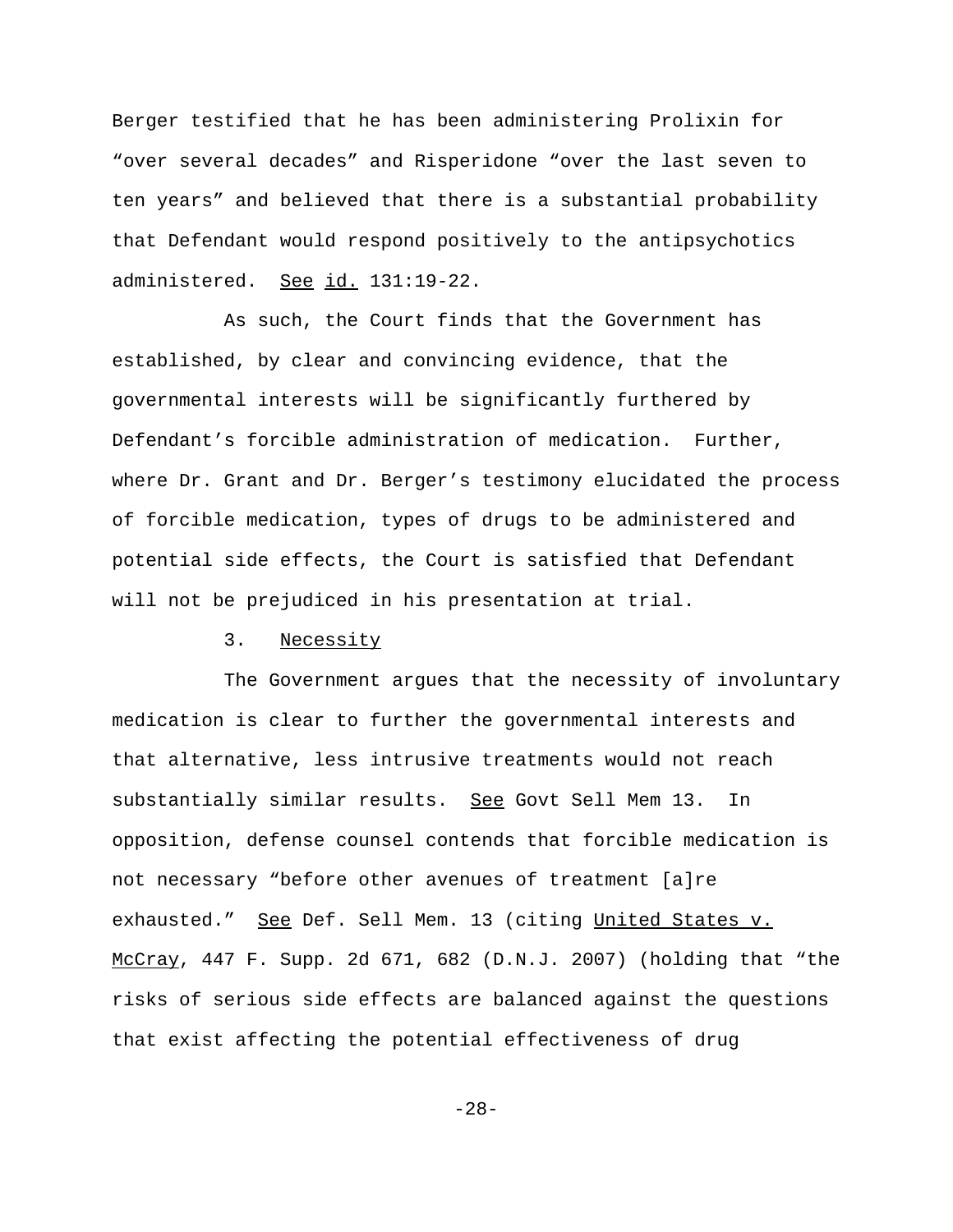Berger testified that he has been administering Prolixin for "over several decades" and Risperidone "over the last seven to ten years" and believed that there is a substantial probability that Defendant would respond positively to the antipsychotics administered. See id. 131:19-22.

As such, the Court finds that the Government has established, by clear and convincing evidence, that the governmental interests will be significantly furthered by Defendant's forcible administration of medication. Further, where Dr. Grant and Dr. Berger's testimony elucidated the process of forcible medication, types of drugs to be administered and potential side effects, the Court is satisfied that Defendant will not be prejudiced in his presentation at trial.

3. Necessity

The Government argues that the necessity of involuntary medication is clear to further the governmental interests and that alternative, less intrusive treatments would not reach substantially similar results. See Govt Sell Mem 13. In opposition, defense counsel contends that forcible medication is not necessary "before other avenues of treatment [a]re exhausted." See Def. Sell Mem. 13 (citing United States v. McCray, 447 F. Supp. 2d 671, 682 (D.N.J. 2007) (holding that "the risks of serious side effects are balanced against the questions that exist affecting the potential effectiveness of drug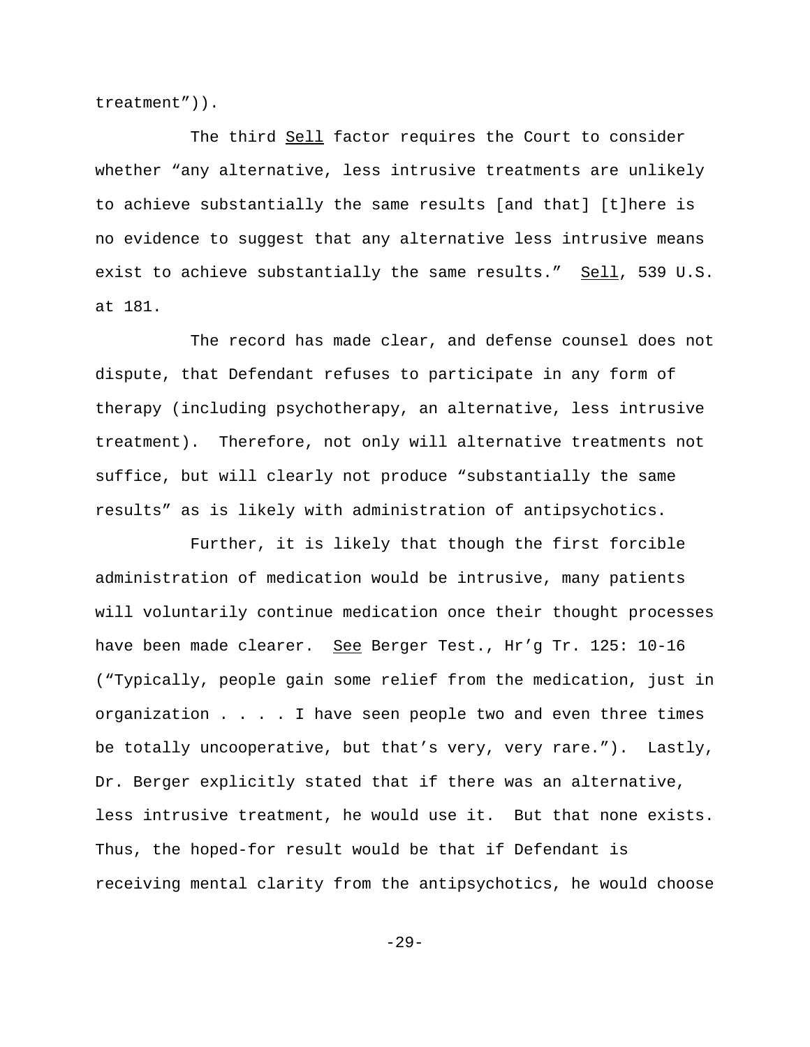treatment”)).

The third Sell factor requires the Court to consider whether “any alternative, less intrusive treatments are unlikely to achieve substantially the same results [and that] [t]here is no evidence to suggest that any alternative less intrusive means exist to achieve substantially the same results.” Sell, 539 U.S. at 181.

The record has made clear, and defense counsel does not dispute, that Defendant refuses to participate in any form of therapy (including psychotherapy, an alternative, less intrusive treatment). Therefore, not only will alternative treatments not suffice, but will clearly not produce “substantially the same results” as is likely with administration of antipsychotics.

Further, it is likely that though the first forcible administration of medication would be intrusive, many patients will voluntarily continue medication once their thought processes have been made clearer. See Berger Test., Hr’g Tr. 125: 10-16 (“Typically, people gain some relief from the medication, just in organization . . . . I have seen people two and even three times be totally uncooperative, but that’s very, very rare.”). Lastly, Dr. Berger explicitly stated that if there was an alternative, less intrusive treatment, he would use it. But that none exists. Thus, the hoped-for result would be that if Defendant is receiving mental clarity from the antipsychotics, he would choose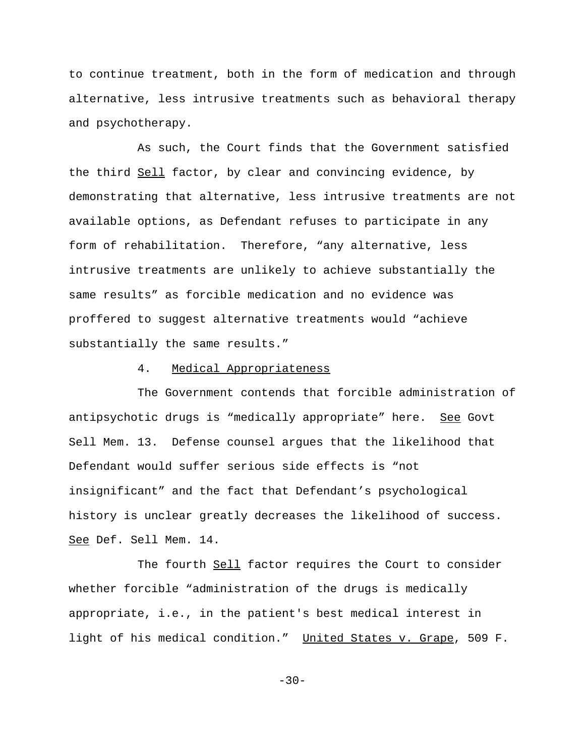to continue treatment, both in the form of medication and through alternative, less intrusive treatments such as behavioral therapy and psychotherapy.

As such, the Court finds that the Government satisfied the third Sell factor, by clear and convincing evidence, by demonstrating that alternative, less intrusive treatments are not available options, as Defendant refuses to participate in any form of rehabilitation. Therefore, "any alternative, less intrusive treatments are unlikely to achieve substantially the same results" as forcible medication and no evidence was proffered to suggest alternative treatments would "achieve substantially the same results."

4. Medical Appropriateness

The Government contends that forcible administration of antipsychotic drugs is "medically appropriate" here. See Govt Sell Mem. 13. Defense counsel argues that the likelihood that Defendant would suffer serious side effects is "not insignificant" and the fact that Defendant's psychological history is unclear greatly decreases the likelihood of success. See Def. Sell Mem. 14.

The fourth Sell factor requires the Court to consider whether forcible "administration of the drugs is medically appropriate, i.e., in the patient's best medical interest in light of his medical condition." United States v. Grape, 509 F.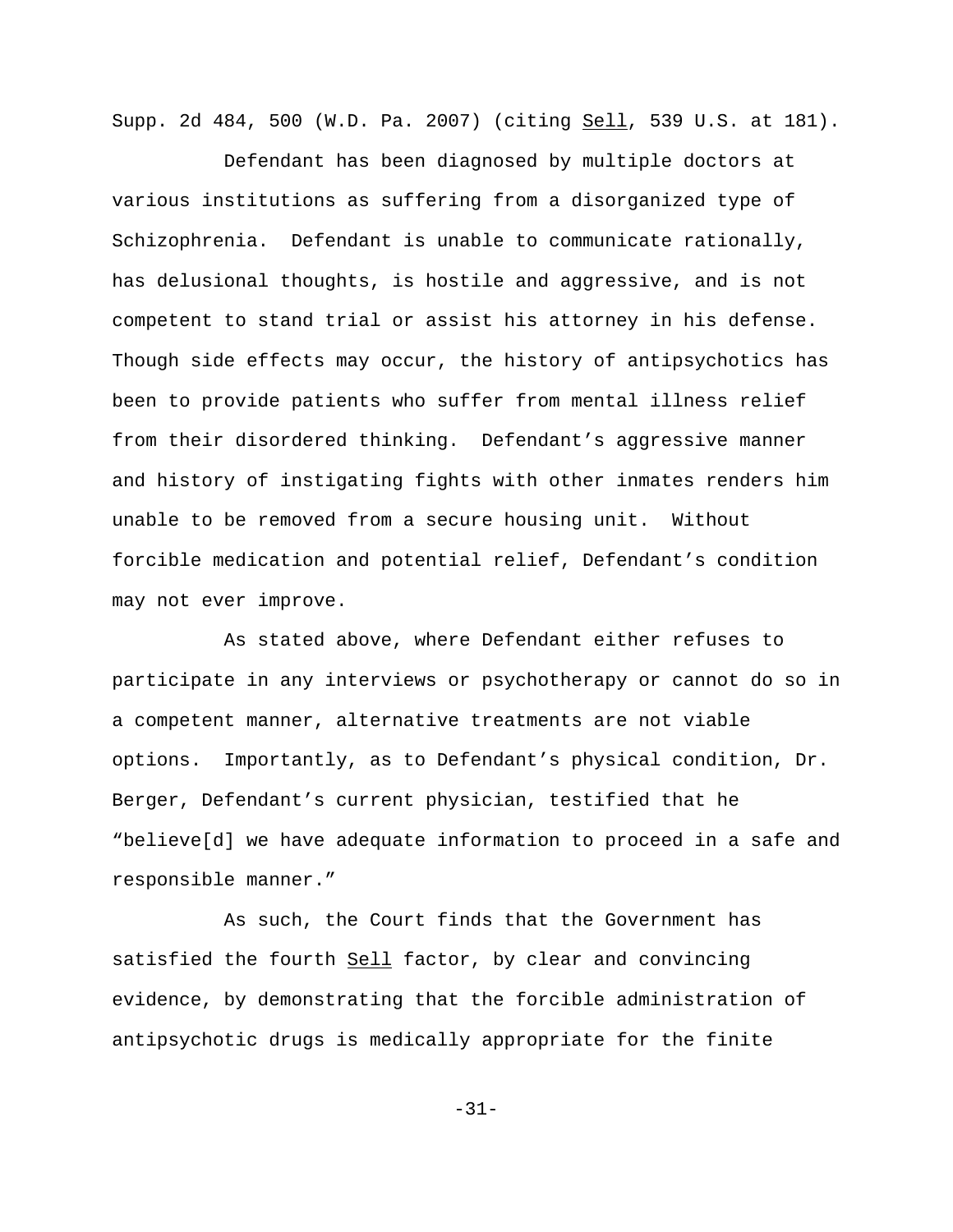Supp. 2d 484, 500 (W.D. Pa. 2007) (citing Sell, 539 U.S. at 181).

Defendant has been diagnosed by multiple doctors at various institutions as suffering from a disorganized type of Schizophrenia. Defendant is unable to communicate rationally, has delusional thoughts, is hostile and aggressive, and is not competent to stand trial or assist his attorney in his defense. Though side effects may occur, the history of antipsychotics has been to provide patients who suffer from mental illness relief from their disordered thinking. Defendant's aggressive manner and history of instigating fights with other inmates renders him unable to be removed from a secure housing unit. Without forcible medication and potential relief, Defendant's condition may not ever improve.

As stated above, where Defendant either refuses to participate in any interviews or psychotherapy or cannot do so in a competent manner, alternative treatments are not viable options. Importantly, as to Defendant's physical condition, Dr. Berger, Defendant's current physician, testified that he "believe[d] we have adequate information to proceed in a safe and responsible manner."

As such, the Court finds that the Government has satisfied the fourth Sell factor, by clear and convincing evidence, by demonstrating that the forcible administration of antipsychotic drugs is medically appropriate for the finite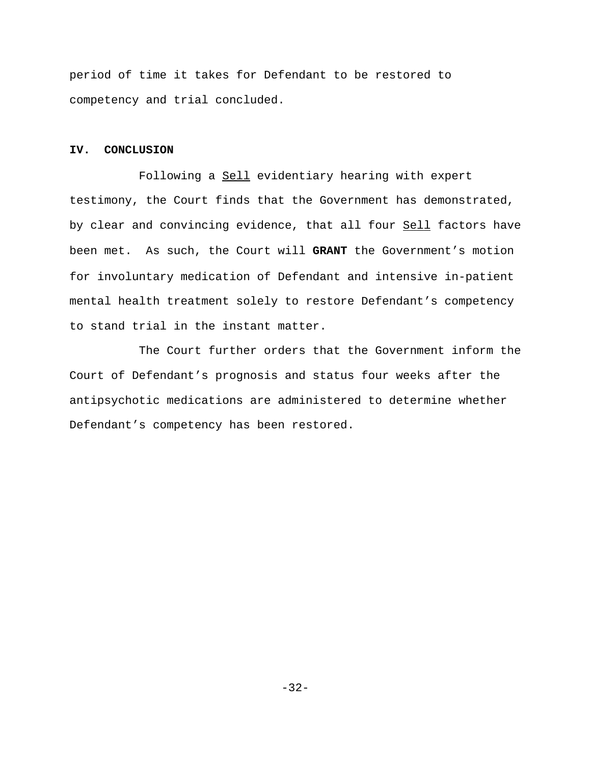period of time it takes for Defendant to be restored to competency and trial concluded.

## IV. CONCLUSION

Following a Sell evidentiary hearing with expert testimony, the Court finds that the Government has demonstrated, by clear and convincing evidence, that all four Sell factors have been met. As such, the Court will **GRANT** the Government's motion for involuntary medication of Defendant and intensive in-patient mental health treatment solely to restore Defendant's competency to stand trial in the instant matter.

The Court further orders that the Government inform the Court of Defendant's prognosis and status four weeks after the antipsychotic medications are administered to determine whether Defendant's competency has been restored.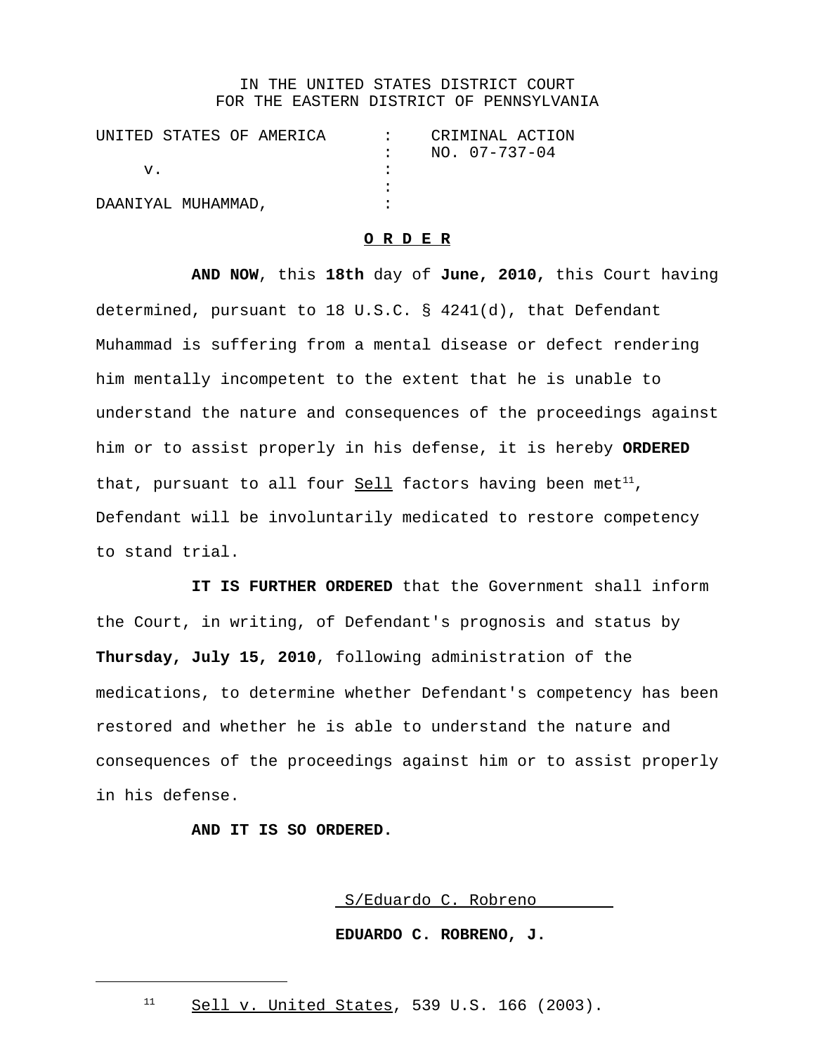IN THE UNITED STATES DISTRICT COURT
FOR THE EASTERN DISTRICT OF PENNSYLVANIA

| | | |
|---|---|---|
| UNITED STATES OF AMERICA | : | CRIMINAL ACTION |
| | : | NO. 07-737-04 |
| v. | : | |
| | : | |
| DAANIYAL MUHAMMAD, | : | |

**O R D E R**

**AND NOW**, this **18th** day of **June, 2010,** this Court having determined, pursuant to 18 U.S.C. § 4241(d), that Defendant Muhammad is suffering from a mental disease or defect rendering him mentally incompetent to the extent that he is unable to understand the nature and consequences of the proceedings against him or to assist properly in his defense, it is hereby **ORDERED** that, pursuant to all four Sell factors having been met[11], Defendant will be involuntarily medicated to restore competency to stand trial.

**IT IS FURTHER ORDERED** that the Government shall inform the Court, in writing, of Defendant's prognosis and status by **Thursday, July 15, 2010**, following administration of the medications, to determine whether Defendant's competency has been restored and whether he is able to understand the nature and consequences of the proceedings against him or to assist properly in his defense.

**AND IT IS SO ORDERED.**

S/Eduardo C. Robreno

**EDUARDO C. ROBRENO, J.**

---

[11] Sell v. United States, 539 U.S. 166 (2003).